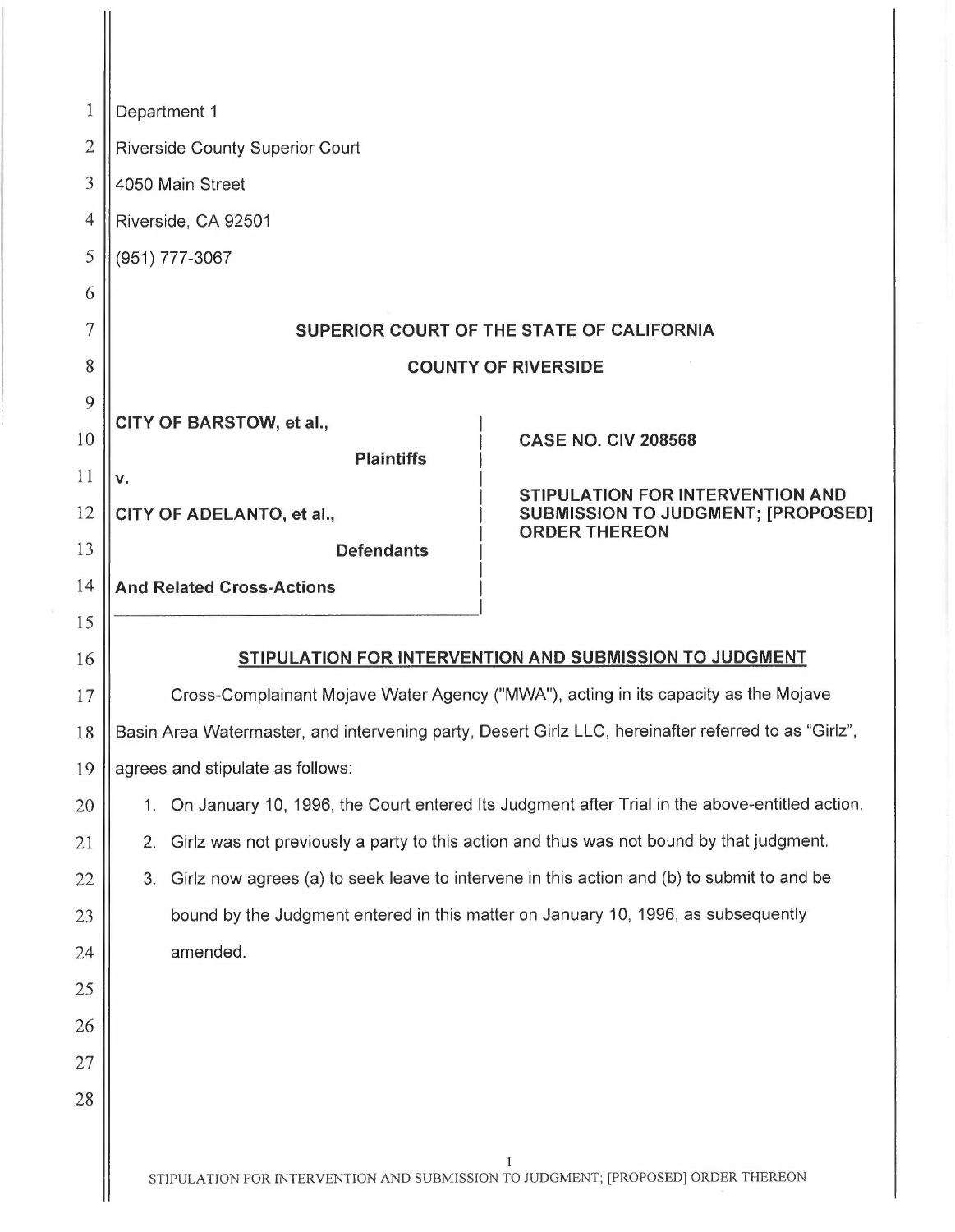Department 1

Riverside County Superior Court

4050 Main Street

Riverside, CA 92501

(951) 777-3067

**SUPERIOR COURT OF THE STATE OF CALIFORNIA**

**COUNTY OF RIVERSIDE**

| | |
|---|---|
| **CITY OF BARSTOW, et al.,** <br> **Plaintiffs** <br> **v.** <br> **CITY OF ADELANTO, et al.,** <br> **Defendants** <br> **And Related Cross-Actions** | **CASE NO. CIV 208568** <br><br> **STIPULATION FOR INTERVENTION AND SUBMISSION TO JUDGMENT; [PROPOSED] ORDER THEREON** |

## STIPULATION FOR INTERVENTION AND SUBMISSION TO JUDGMENT

Cross-Complainant Mojave Water Agency ("MWA"), acting in its capacity as the Mojave Basin Area Watermaster, and intervening party, Desert Girlz LLC, hereinafter referred to as "Girlz", agrees and stipulate as follows:

1. On January 10, 1996, the Court entered Its Judgment after Trial in the above-entitled action.
2. Girlz was not previously a party to this action and thus was not bound by that judgment.
3. Girlz now agrees (a) to seek leave to intervene in this action and (b) to submit to and be bound by the Judgment entered in this matter on January 10, 1996, as subsequently amended.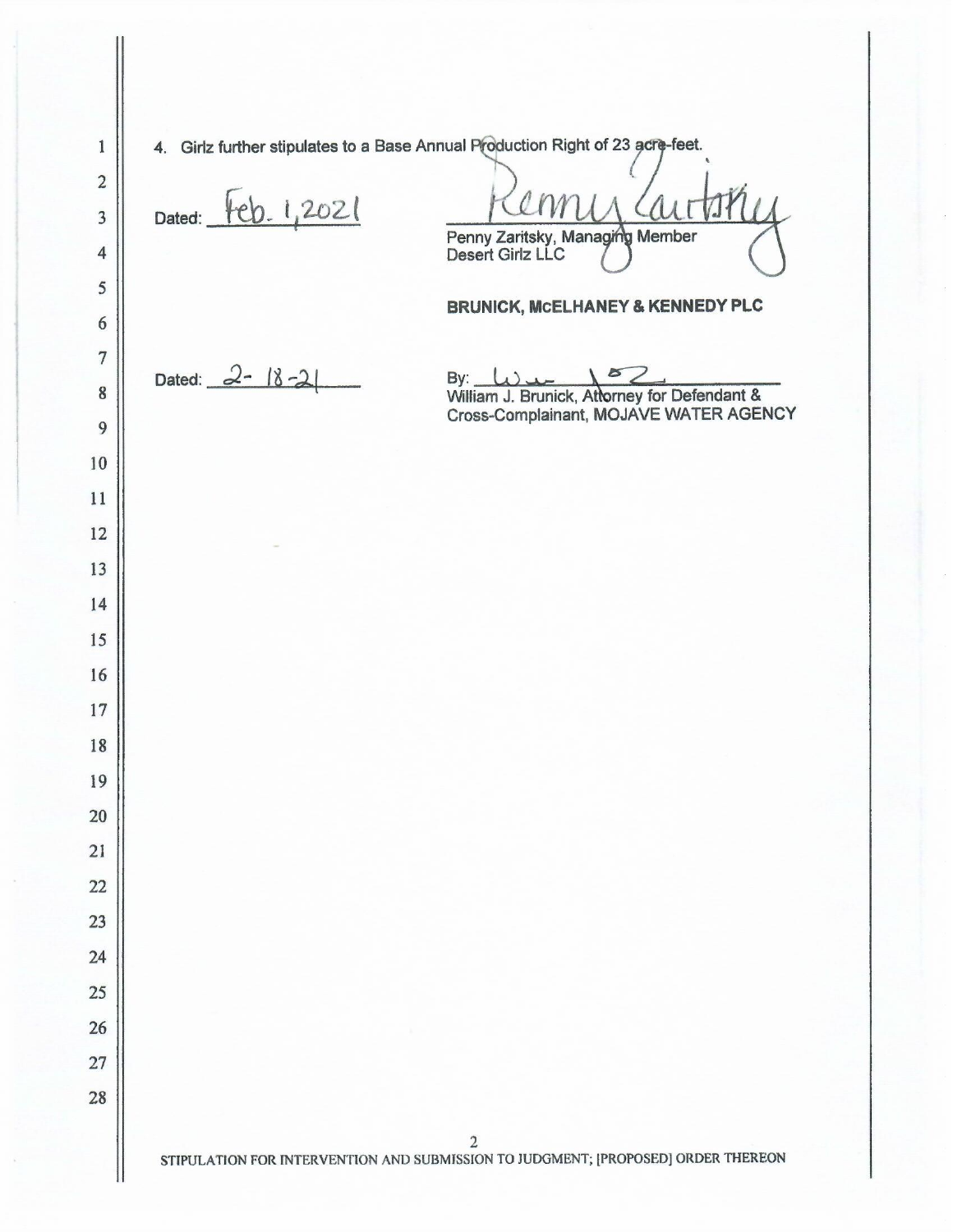4. Girlz further stipulates to a Base Annual Production Right of 23 acre-feet.

Dated: Feb. 1, 2021

Penny Zaritsky, Managing Member
Desert Girlz LLC

**BRUNICK, McELHANEY & KENNEDY PLC**

Dated: 2-18-21

By: ______________________
William J. Brunick, Attorney for Defendant & Cross-Complainant, MOJAVE WATER AGENCY

STIPULATION FOR INTERVENTION AND SUBMISSION TO JUDGMENT; [PROPOSED] ORDER THEREON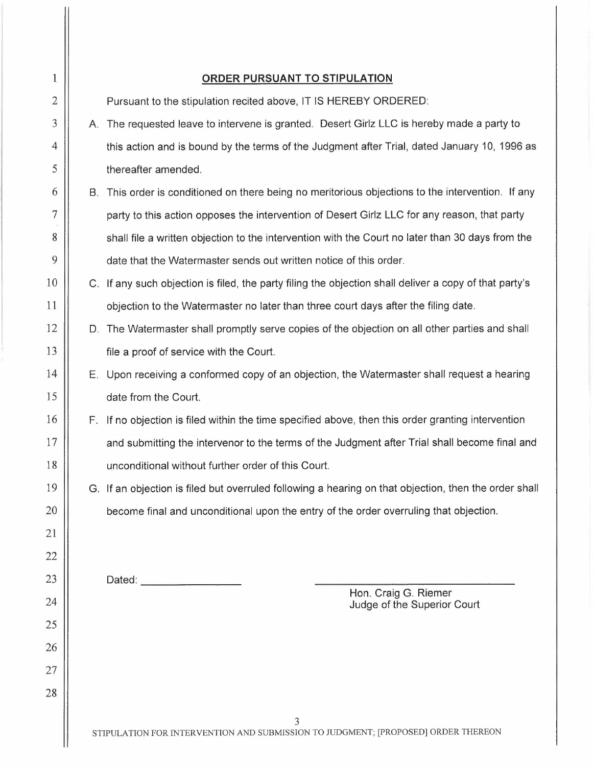## ORDER PURSUANT TO STIPULATION

Pursuant to the stipulation recited above, IT IS HEREBY ORDERED:

A. The requested leave to intervene is granted. Desert Girlz LLC is hereby made a party to this action and is bound by the terms of the Judgment after Trial, dated January 10, 1996 as thereafter amended.

B. This order is conditioned on there being no meritorious objections to the intervention. If any party to this action opposes the intervention of Desert Girlz LLC for any reason, that party shall file a written objection to the intervention with the Court no later than 30 days from the date that the Watermaster sends out written notice of this order.

C. If any such objection is filed, the party filing the objection shall deliver a copy of that party's objection to the Watermaster no later than three court days after the filing date.

D. The Watermaster shall promptly serve copies of the objection on all other parties and shall file a proof of service with the Court.

E. Upon receiving a conformed copy of an objection, the Watermaster shall request a hearing date from the Court.

F. If no objection is filed within the time specified above, then this order granting intervention and submitting the intervenor to the terms of the Judgment after Trial shall become final and unconditional without further order of this Court.

G. If an objection is filed but overruled following a hearing on that objection, then the order shall become final and unconditional upon the entry of the order overruling that objection.

Dated: ________________

\_\_\_\_\_\_\_\_\_\_\_\_\_\_\_\_\_\_\_\_\_\_\_\_\_\_\_\_\_\_
Hon. Craig G. Riemer
Judge of the Superior Court

STIPULATION FOR INTERVENTION AND SUBMISSION TO JUDGMENT; [PROPOSED] ORDER THEREON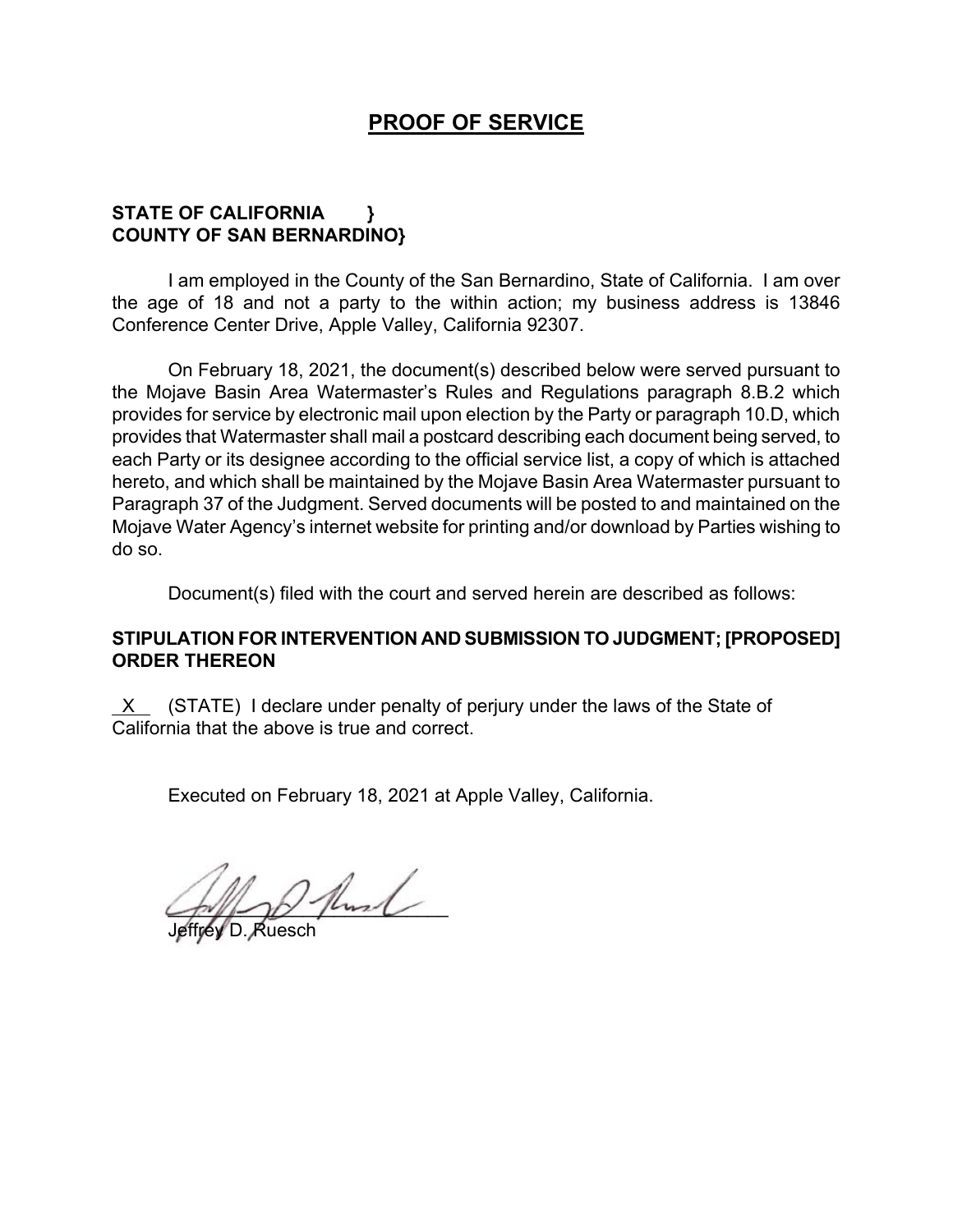# PROOF OF SERVICE

**STATE OF CALIFORNIA }**
**COUNTY OF SAN BERNARDINO}**

I am employed in the County of the San Bernardino, State of California. I am over the age of 18 and not a party to the within action; my business address is 13846 Conference Center Drive, Apple Valley, California 92307.

On February 18, 2021, the document(s) described below were served pursuant to the Mojave Basin Area Watermaster's Rules and Regulations paragraph 8.B.2 which provides for service by electronic mail upon election by the Party or paragraph 10.D, which provides that Watermaster shall mail a postcard describing each document being served, to each Party or its designee according to the official service list, a copy of which is attached hereto, and which shall be maintained by the Mojave Basin Area Watermaster pursuant to Paragraph 37 of the Judgment. Served documents will be posted to and maintained on the Mojave Water Agency's internet website for printing and/or download by Parties wishing to do so.

Document(s) filed with the court and served herein are described as follows:

**STIPULATION FOR INTERVENTION AND SUBMISSION TO JUDGMENT; [PROPOSED] ORDER THEREON**

X (STATE) I declare under penalty of perjury under the laws of the State of California that the above is true and correct.

Executed on February 18, 2021 at Apple Valley, California.

Jeffrey D. Ruesch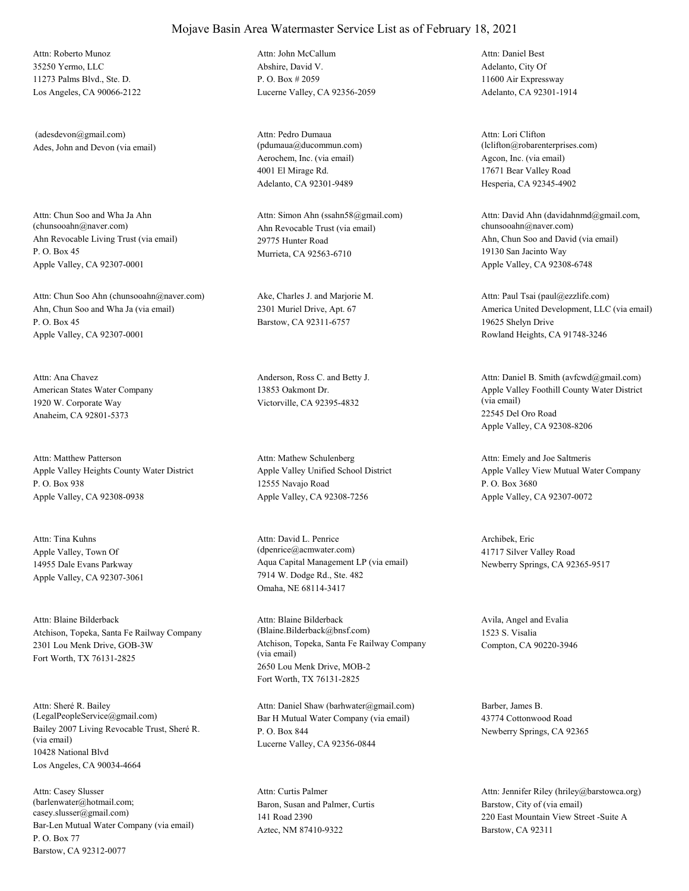# Mojave Basin Area Watermaster Service List as of February 18, 2021

Attn: Roberto Munoz
35250 Yermo, LLC
11273 Palms Blvd., Ste. D.
Los Angeles, CA 90066-2122

Attn: John McCallum
Abshire, David V.
P. O. Box # 2059
Lucerne Valley, CA 92356-2059

Attn: Daniel Best
Adelanto, City Of
11600 Air Expressway
Adelanto, CA 92301-1914

(adesdevon@gmail.com)
Ades, John and Devon (via email)

Attn: Pedro Dumaua
(pdumaua@ducommun.com)
Aerochem, Inc. (via email)
4001 El Mirage Rd.
Adelanto, CA 92301-9489

Attn: Lori Clifton
(lclifton@robarenterprises.com)
Agcon, Inc. (via email)
17671 Bear Valley Road
Hesperia, CA 92345-4902

Attn: Chun Soo and Wha Ja Ahn
(chunsooahn@naver.com)
Ahn Revocable Living Trust (via email)
P. O. Box 45
Apple Valley, CA 92307-0001

Attn: Simon Ahn (ssahn58@gmail.com)
Ahn Revocable Trust (via email)
29775 Hunter Road
Murrieta, CA 92563-6710

Attn: David Ahn (davidahnmd@gmail.com, chunsooahn@naver.com)
Ahn, Chun Soo and David (via email)
19130 San Jacinto Way
Apple Valley, CA 92308-6748

Attn: Chun Soo Ahn (chunsooahn@naver.com)
Ahn, Chun Soo and Wha Ja (via email)
P. O. Box 45
Apple Valley, CA 92307-0001

Ake, Charles J. and Marjorie M.
2301 Muriel Drive, Apt. 67
Barstow, CA 92311-6757

Attn: Paul Tsai (paul@ezzlife.com)
America United Development, LLC (via email)
19625 Shelyn Drive
Rowland Heights, CA 91748-3246

Attn: Ana Chavez
American States Water Company
1920 W. Corporate Way
Anaheim, CA 92801-5373

Anderson, Ross C. and Betty J.
13853 Oakmont Dr.
Victorville, CA 92395-4832

Attn: Daniel B. Smith (avfcwd@gmail.com)
Apple Valley Foothill County Water District (via email)
22545 Del Oro Road
Apple Valley, CA 92308-8206

Attn: Matthew Patterson
Apple Valley Heights County Water District
P. O. Box 938
Apple Valley, CA 92308-0938

Attn: Mathew Schulenberg
Apple Valley Unified School District
12555 Navajo Road
Apple Valley, CA 92308-7256

Attn: Emely and Joe Saltmeris
Apple Valley View Mutual Water Company
P. O. Box 3680
Apple Valley, CA 92307-0072

Attn: Tina Kuhns
Apple Valley, Town Of
14955 Dale Evans Parkway
Apple Valley, CA 92307-3061

Attn: David L. Penrice
(dpenrice@acmwater.com)
Aqua Capital Management LP (via email)
7914 W. Dodge Rd., Ste. 482
Omaha, NE 68114-3417

Archibek, Eric
41717 Silver Valley Road
Newberry Springs, CA 92365-9517

Attn: Blaine Bilderback
Atchison, Topeka, Santa Fe Railway Company
2301 Lou Menk Drive, GOB-3W
Fort Worth, TX 76131-2825

Attn: Blaine Bilderback
(Blaine.Bilderback@bnsf.com)
Atchison, Topeka, Santa Fe Railway Company (via email)
2650 Lou Menk Drive, MOB-2
Fort Worth, TX 76131-2825

Avila, Angel and Evalia
1523 S. Visalia
Compton, CA 90220-3946

Attn: Sheré R. Bailey
(LegalPeopleService@gmail.com)
Bailey 2007 Living Revocable Trust, Sheré R. (via email)
10428 National Blvd
Los Angeles, CA 90034-4664

Attn: Daniel Shaw (barhwater@gmail.com)
Bar H Mutual Water Company (via email)
P. O. Box 844
Lucerne Valley, CA 92356-0844

Barber, James B.
43774 Cottonwood Road
Newberry Springs, CA 92365

Attn: Casey Slusser
(barlenwater@hotmail.com; casey.slusser@gmail.com)
Bar-Len Mutual Water Company (via email)
P. O. Box 77
Barstow, CA 92312-0077

Attn: Curtis Palmer
Baron, Susan and Palmer, Curtis
141 Road 2390
Aztec, NM 87410-9322

Attn: Jennifer Riley (hriley@barstowca.org)
Barstow, City of (via email)
220 East Mountain View Street -Suite A
Barstow, CA 92311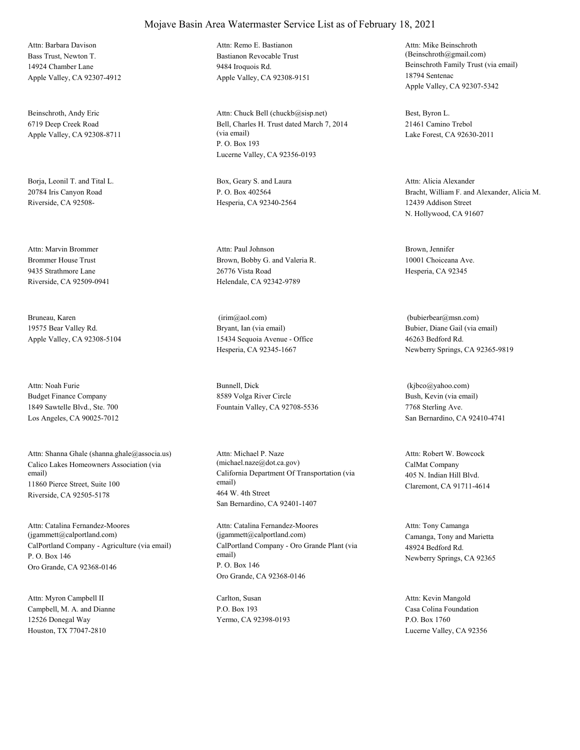# Mojave Basin Area Watermaster Service List as of February 18, 2021

Attn: Barbara Davison
Bass Trust, Newton T.
14924 Chamber Lane
Apple Valley, CA 92307-4912

Attn: Remo E. Bastianon
Bastianon Revocable Trust
9484 Iroquois Rd.
Apple Valley, CA 92308-9151

Attn: Mike Beinschroth
(Beinschroth@gmail.com)
Beinschroth Family Trust (via email)
18794 Sentenac
Apple Valley, CA 92307-5342

Beinschroth, Andy Eric
6719 Deep Creek Road
Apple Valley, CA 92308-8711

Attn: Chuck Bell (chuckb@sisp.net)
Bell, Charles H. Trust dated March 7, 2014 (via email)
P. O. Box 193
Lucerne Valley, CA 92356-0193

Best, Byron L.
21461 Camino Trebol
Lake Forest, CA 92630-2011

Borja, Leonil T. and Tital L.
20784 Iris Canyon Road
Riverside, CA 92508-

Box, Geary S. and Laura
P. O. Box 402564
Hesperia, CA 92340-2564

Attn: Alicia Alexander
Bracht, William F. and Alexander, Alicia M.
12439 Addison Street
N. Hollywood, CA 91607

Attn: Marvin Brommer
Brommer House Trust
9435 Strathmore Lane
Riverside, CA 92509-0941

Attn: Paul Johnson
Brown, Bobby G. and Valeria R.
26776 Vista Road
Helendale, CA 92342-9789

Brown, Jennifer
10001 Choiceana Ave.
Hesperia, CA 92345

Bruneau, Karen
19575 Bear Valley Rd.
Apple Valley, CA 92308-5104

(irim@aol.com)
Bryant, Ian (via email)
15434 Sequoia Avenue - Office
Hesperia, CA 92345-1667

(bubierbear@msn.com)
Bubier, Diane Gail (via email)
46263 Bedford Rd.
Newberry Springs, CA 92365-9819

Attn: Noah Furie
Budget Finance Company
1849 Sawtelle Blvd., Ste. 700
Los Angeles, CA 90025-7012

Bunnell, Dick
8589 Volga River Circle
Fountain Valley, CA 92708-5536

(kjbco@yahoo.com)
Bush, Kevin (via email)
7768 Sterling Ave.
San Bernardino, CA 92410-4741

Attn: Shanna Ghale (shanna.ghale@associa.us)
Calico Lakes Homeowners Association (via email)
11860 Pierce Street, Suite 100
Riverside, CA 92505-5178

Attn: Michael P. Naze
(michael.naze@dot.ca.gov)
California Department Of Transportation (via email)
464 W. 4th Street
San Bernardino, CA 92401-1407

Attn: Robert W. Bowcock
CalMat Company
405 N. Indian Hill Blvd.
Claremont, CA 91711-4614

Attn: Catalina Fernandez-Moores
(jgammett@calportland.com)
CalPortland Company - Agriculture (via email)
P. O. Box 146
Oro Grande, CA 92368-0146

Attn: Catalina Fernandez-Moores
(jgammett@calportland.com)
CalPortland Company - Oro Grande Plant (via email)
P. O. Box 146
Oro Grande, CA 92368-0146

Attn: Tony Camanga
Camanga, Tony and Marietta
48924 Bedford Rd.
Newberry Springs, CA 92365

Attn: Myron Campbell II
Campbell, M. A. and Dianne
12526 Donegal Way
Houston, TX 77047-2810

Carlton, Susan
P.O. Box 193
Yermo, CA 92398-0193

Attn: Kevin Mangold
Casa Colina Foundation
P.O. Box 1760
Lucerne Valley, CA 92356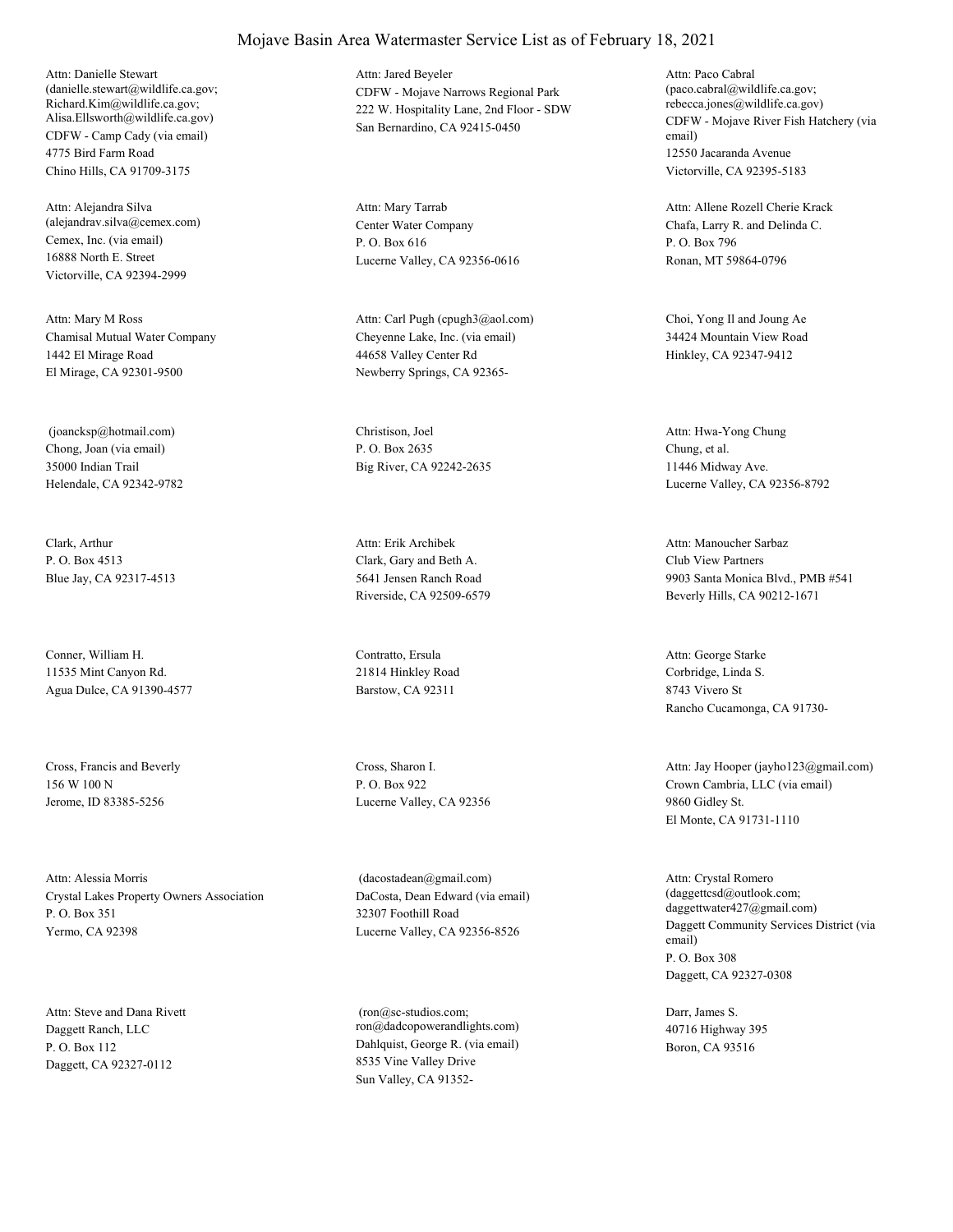# Mojave Basin Area Watermaster Service List as of February 18, 2021

Attn: Danielle Stewart
(danielle.stewart@wildlife.ca.gov;
Richard.Kim@wildlife.ca.gov;
Alisa.Ellsworth@wildlife.ca.gov)
CDFW - Camp Cady (via email)
4775 Bird Farm Road
Chino Hills, CA 91709-3175

Attn: Jared Beyeler
CDFW - Mojave Narrows Regional Park
222 W. Hospitality Lane, 2nd Floor - SDW
San Bernardino, CA 92415-0450

Attn: Paco Cabral
(paco.cabral@wildlife.ca.gov;
rebecca.jones@wildlife.ca.gov)
CDFW - Mojave River Fish Hatchery (via email)
12550 Jacaranda Avenue
Victorville, CA 92395-5183

Attn: Alejandra Silva
(alejandrav.silva@cemex.com)
Cemex, Inc. (via email)
16888 North E. Street
Victorville, CA 92394-2999

Attn: Mary Tarrab
Center Water Company
P. O. Box 616
Lucerne Valley, CA 92356-0616

Attn: Allene Rozell Cherie Krack
Chafa, Larry R. and Delinda C.
P. O. Box 796
Ronan, MT 59864-0796

Attn: Mary M Ross
Chamisal Mutual Water Company
1442 El Mirage Road
El Mirage, CA 92301-9500

Attn: Carl Pugh (cpugh3@aol.com)
Cheyenne Lake, Inc. (via email)
44658 Valley Center Rd
Newberry Springs, CA 92365-

Choi, Yong Il and Joung Ae
34424 Mountain View Road
Hinkley, CA 92347-9412

(joancksp@hotmail.com)
Chong, Joan (via email)
35000 Indian Trail
Helendale, CA 92342-9782

Christison, Joel
P. O. Box 2635
Big River, CA 92242-2635

Attn: Hwa-Yong Chung
Chung, et al.
11446 Midway Ave.
Lucerne Valley, CA 92356-8792

Clark, Arthur
P. O. Box 4513
Blue Jay, CA 92317-4513

Attn: Erik Archibek
Clark, Gary and Beth A.
5641 Jensen Ranch Road
Riverside, CA 92509-6579

Attn: Manoucher Sarbaz
Club View Partners
9903 Santa Monica Blvd., PMB #541
Beverly Hills, CA 90212-1671

Conner, William H.
11535 Mint Canyon Rd.
Agua Dulce, CA 91390-4577

Contratto, Ersula
21814 Hinkley Road
Barstow, CA 92311

Attn: George Starke
Corbridge, Linda S.
8743 Vivero St
Rancho Cucamonga, CA 91730-

Cross, Francis and Beverly
156 W 100 N
Jerome, ID 83385-5256

Cross, Sharon I.
P. O. Box 922
Lucerne Valley, CA 92356

Attn: Jay Hooper (jayho123@gmail.com)
Crown Cambria, LLC (via email)
9860 Gidley St.
El Monte, CA 91731-1110

Attn: Alessia Morris
Crystal Lakes Property Owners Association
P. O. Box 351
Yermo, CA 92398

(dacostadean@gmail.com)
DaCosta, Dean Edward (via email)
32307 Foothill Road
Lucerne Valley, CA 92356-8526

Attn: Crystal Romero
(daggettcsd@outlook.com;
daggettwater427@gmail.com)
Daggett Community Services District (via email)
P. O. Box 308
Daggett, CA 92327-0308

Attn: Steve and Dana Rivett
Daggett Ranch, LLC
P. O. Box 112
Daggett, CA 92327-0112

(ron@sc-studios.com;
ron@dadcopowerandlights.com)
Dahlquist, George R. (via email)
8535 Vine Valley Drive
Sun Valley, CA 91352-

Darr, James S.
40716 Highway 395
Boron, CA 93516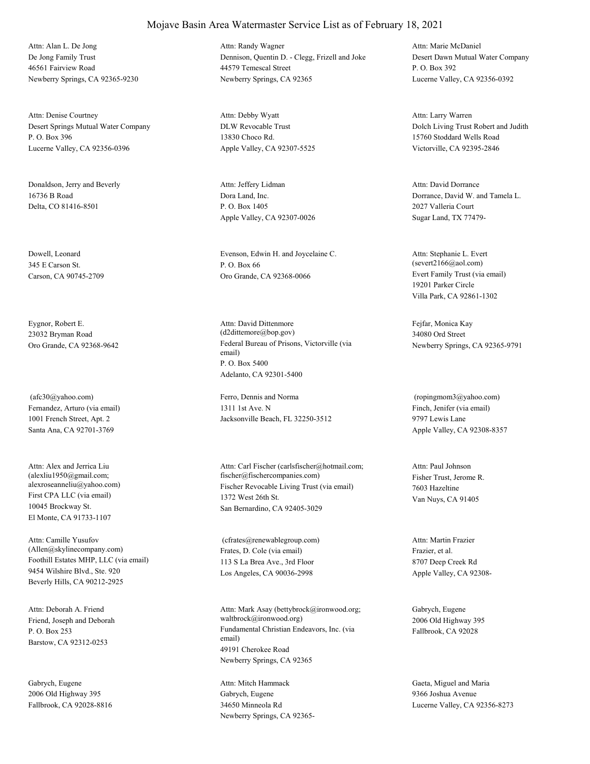# Mojave Basin Area Watermaster Service List as of February 18, 2021

Attn: Alan L. De Jong
De Jong Family Trust
46561 Fairview Road
Newberry Springs, CA 92365-9230

Attn: Randy Wagner
Dennison, Quentin D. - Clegg, Frizell and Joke
44579 Temescal Street
Newberry Springs, CA 92365

Attn: Marie McDaniel
Desert Dawn Mutual Water Company
P. O. Box 392
Lucerne Valley, CA 92356-0392

Attn: Denise Courtney
Desert Springs Mutual Water Company
P. O. Box 396
Lucerne Valley, CA 92356-0396

Attn: Debby Wyatt
DLW Revocable Trust
13830 Choco Rd.
Apple Valley, CA 92307-5525

Attn: Larry Warren
Dolch Living Trust Robert and Judith
15760 Stoddard Wells Road
Victorville, CA 92395-2846

Donaldson, Jerry and Beverly
16736 B Road
Delta, CO 81416-8501

Attn: Jeffery Lidman
Dora Land, Inc.
P. O. Box 1405
Apple Valley, CA 92307-0026

Attn: David Dorrance
Dorrance, David W. and Tamela L.
2027 Valleria Court
Sugar Land, TX 77479-

Dowell, Leonard
345 E Carson St.
Carson, CA 90745-2709

Evenson, Edwin H. and Joycelaine C.
P. O. Box 66
Oro Grande, CA 92368-0066

Attn: Stephanie L. Evert
(severt2166@aol.com)
Evert Family Trust (via email)
19201 Parker Circle
Villa Park, CA 92861-1302

Eygnor, Robert E.
23032 Bryman Road
Oro Grande, CA 92368-9642

Attn: David Dittenmore
(d2dittemore@bop.gov)
Federal Bureau of Prisons, Victorville (via email)
P. O. Box 5400
Adelanto, CA 92301-5400

Fejfar, Monica Kay
34080 Ord Street
Newberry Springs, CA 92365-9791

(afc30@yahoo.com)
Fernandez, Arturo (via email)
1001 French Street, Apt. 2
Santa Ana, CA 92701-3769

Ferro, Dennis and Norma
1311 1st Ave. N
Jacksonville Beach, FL 32250-3512

(ropingmom3@yahoo.com)
Finch, Jenifer (via email)
9797 Lewis Lane
Apple Valley, CA 92308-8357

Attn: Alex and Jerrica Liu
(alexliu1950@gmail.com; alexroseanneliu@yahoo.com)
First CPA LLC (via email)
10045 Brockway St.
El Monte, CA 91733-1107

Attn: Carl Fischer (carlsfischer@hotmail.com; fischer@fischercompanies.com)
Fischer Revocable Living Trust (via email)
1372 West 26th St.
San Bernardino, CA 92405-3029

Attn: Paul Johnson
Fisher Trust, Jerome R.
7603 Hazeltine
Van Nuys, CA 91405

Attn: Camille Yusufov
(Allen@skylinecompany.com)
Foothill Estates MHP, LLC (via email)
9454 Wilshire Blvd., Ste. 920
Beverly Hills, CA 90212-2925

(cfrates@renewablegroup.com)
Frates, D. Cole (via email)
113 S La Brea Ave., 3rd Floor
Los Angeles, CA 90036-2998

Attn: Martin Frazier
Frazier, et al.
8707 Deep Creek Rd
Apple Valley, CA 92308-

Attn: Deborah A. Friend
Friend, Joseph and Deborah
P. O. Box 253
Barstow, CA 92312-0253

Attn: Mark Asay (bettybrock@ironwood.org; waltbrock@ironwood.org)
Fundamental Christian Endeavors, Inc. (via email)
49191 Cherokee Road
Newberry Springs, CA 92365

Gabrych, Eugene
2006 Old Highway 395
Fallbrook, CA 92028

Gabrych, Eugene
2006 Old Highway 395
Fallbrook, CA 92028-8816

Attn: Mitch Hammack
Gabrych, Eugene
34650 Minneola Rd
Newberry Springs, CA 92365-

Gaeta, Miguel and Maria
9366 Joshua Avenue
Lucerne Valley, CA 92356-8273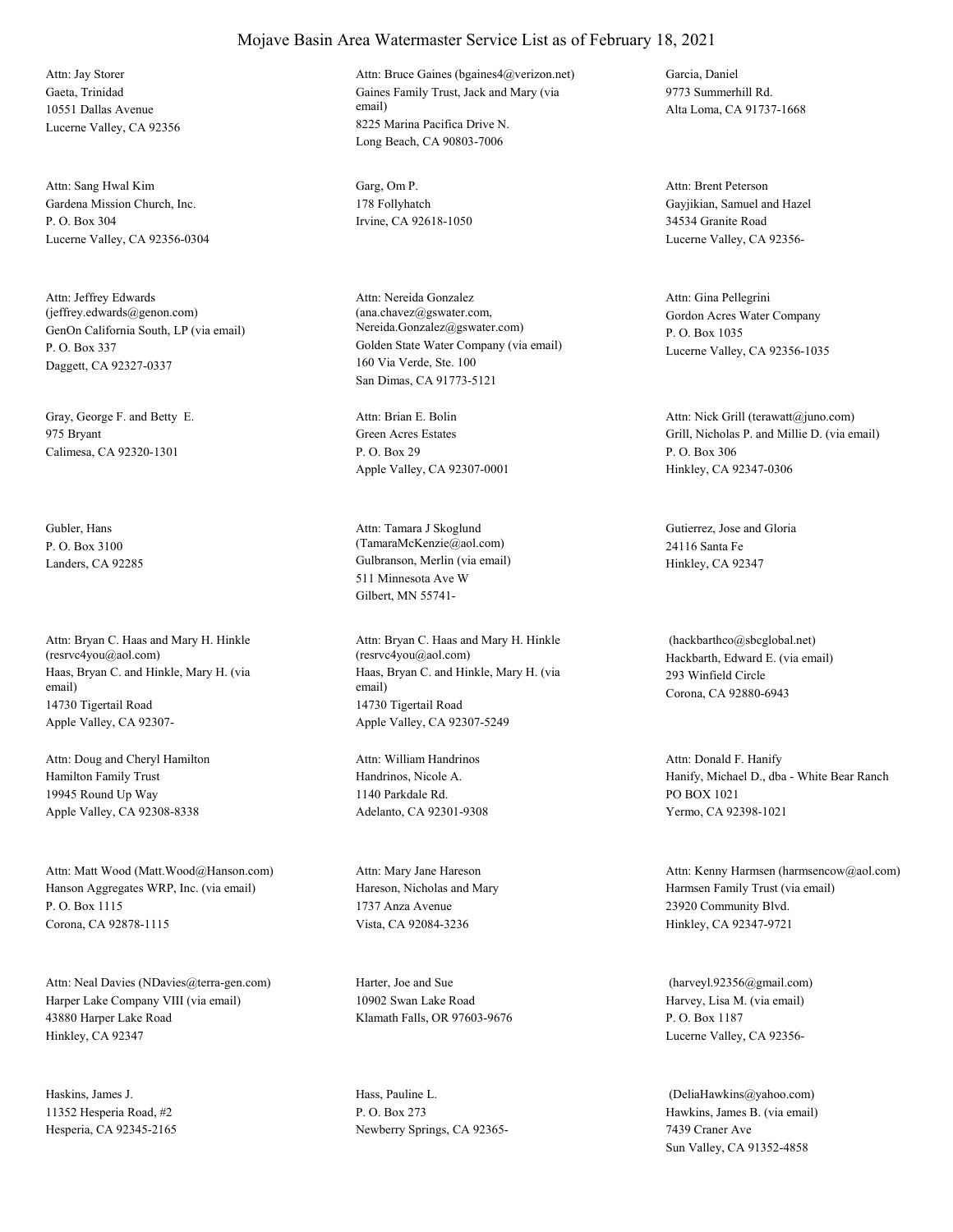# Mojave Basin Area Watermaster Service List as of February 18, 2021

Attn: Jay Storer
Gaeta, Trinidad
10551 Dallas Avenue
Lucerne Valley, CA 92356

Attn: Bruce Gaines (bgaines4@verizon.net)
Gaines Family Trust, Jack and Mary (via email)
8225 Marina Pacifica Drive N.
Long Beach, CA 90803-7006

Garcia, Daniel
9773 Summerhill Rd.
Alta Loma, CA 91737-1668

Attn: Sang Hwal Kim
Gardena Mission Church, Inc.
P. O. Box 304
Lucerne Valley, CA 92356-0304

Garg, Om P.
178 Follyhatch
Irvine, CA 92618-1050

Attn: Brent Peterson
Gayjikian, Samuel and Hazel
34534 Granite Road
Lucerne Valley, CA 92356-

Attn: Jeffrey Edwards (jeffrey.edwards@genon.com)
GenOn California South, LP (via email)
P. O. Box 337
Daggett, CA 92327-0337

Attn: Nereida Gonzalez (ana.chavez@gswater.com, Nereida.Gonzalez@gswater.com)
Golden State Water Company (via email)
160 Via Verde, Ste. 100
San Dimas, CA 91773-5121

Attn: Gina Pellegrini
Gordon Acres Water Company
P. O. Box 1035
Lucerne Valley, CA 92356-1035

Gray, George F. and Betty E.
975 Bryant
Calimesa, CA 92320-1301

Attn: Brian E. Bolin
Green Acres Estates
P. O. Box 29
Apple Valley, CA 92307-0001

Attn: Nick Grill (terawatt@juno.com)
Grill, Nicholas P. and Millie D. (via email)
P. O. Box 306
Hinkley, CA 92347-0306

Gubler, Hans
P. O. Box 3100
Landers, CA 92285

Attn: Tamara J Skoglund (TamaraMcKenzie@aol.com)
Gulbranson, Merlin (via email)
511 Minnesota Ave W
Gilbert, MN 55741-

Gutierrez, Jose and Gloria
24116 Santa Fe
Hinkley, CA 92347

Attn: Bryan C. Haas and Mary H. Hinkle (resrvc4you@aol.com)
Haas, Bryan C. and Hinkle, Mary H. (via email)
14730 Tigertail Road
Apple Valley, CA 92307-

Attn: Bryan C. Haas and Mary H. Hinkle (resrvc4you@aol.com)
Haas, Bryan C. and Hinkle, Mary H. (via email)
14730 Tigertail Road
Apple Valley, CA 92307-5249

(hackbarthco@sbcglobal.net)
Hackbarth, Edward E. (via email)
293 Winfield Circle
Corona, CA 92880-6943

Attn: Doug and Cheryl Hamilton
Hamilton Family Trust
19945 Round Up Way
Apple Valley, CA 92308-8338

Attn: William Handrinos
Handrinos, Nicole A.
1140 Parkdale Rd.
Adelanto, CA 92301-9308

Attn: Donald F. Hanify
Hanify, Michael D., dba - White Bear Ranch
PO BOX 1021
Yermo, CA 92398-1021

Attn: Matt Wood (Matt.Wood@Hanson.com)
Hanson Aggregates WRP, Inc. (via email)
P. O. Box 1115
Corona, CA 92878-1115

Attn: Mary Jane Hareson
Hareson, Nicholas and Mary
1737 Anza Avenue
Vista, CA 92084-3236

Attn: Kenny Harmsen (harmsencow@aol.com)
Harmsen Family Trust (via email)
23920 Community Blvd.
Hinkley, CA 92347-9721

Attn: Neal Davies (NDavies@terra-gen.com)
Harper Lake Company VIII (via email)
43880 Harper Lake Road
Hinkley, CA 92347

Harter, Joe and Sue
10902 Swan Lake Road
Klamath Falls, OR 97603-9676

(harveyl.92356@gmail.com)
Harvey, Lisa M. (via email)
P. O. Box 1187
Lucerne Valley, CA 92356-

Haskins, James J.
11352 Hesperia Road, #2
Hesperia, CA 92345-2165

Hass, Pauline L.
P. O. Box 273
Newberry Springs, CA 92365-

(DeliaHawkins@yahoo.com)
Hawkins, James B. (via email)
7439 Craner Ave
Sun Valley, CA 91352-4858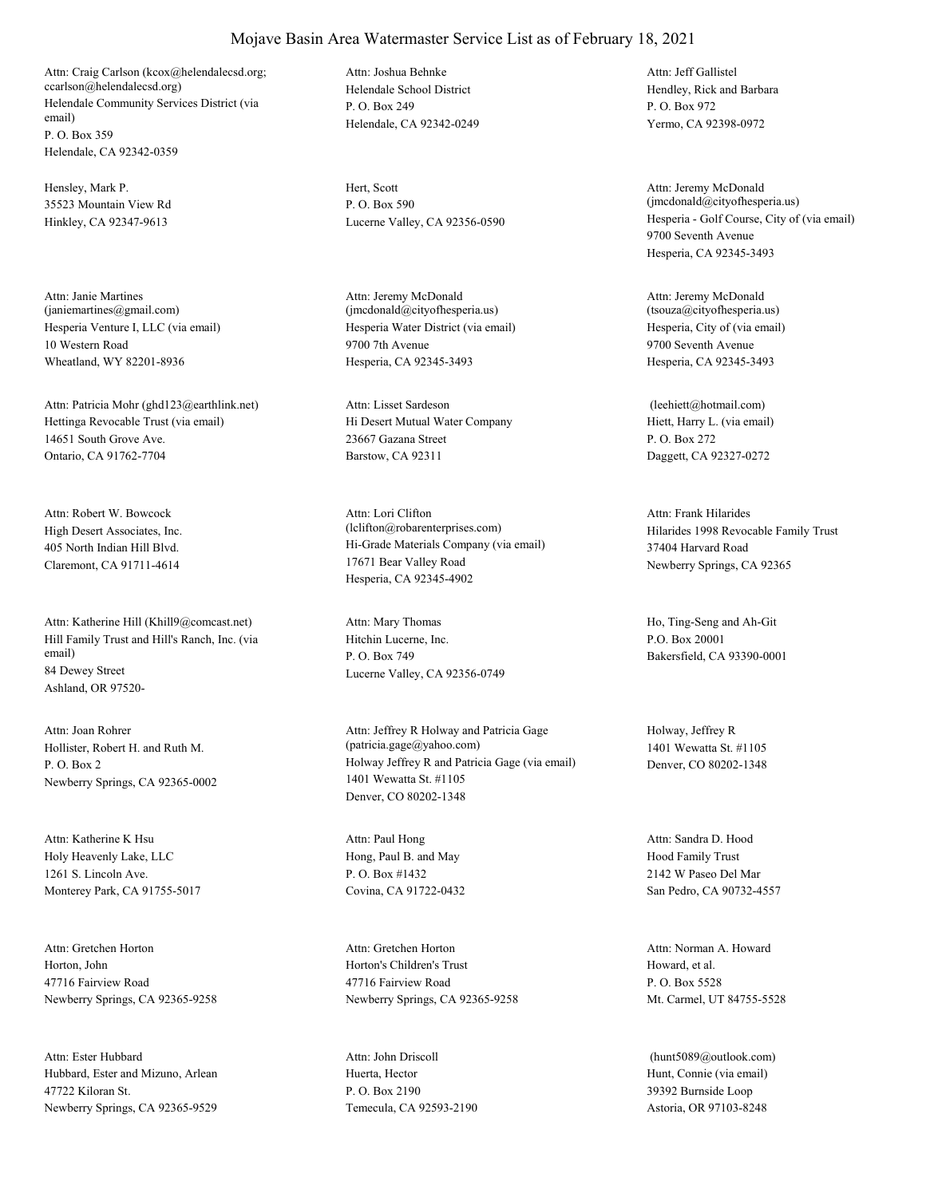# Mojave Basin Area Watermaster Service List as of February 18, 2021

Attn: Craig Carlson (kcox@helendalecsd.org; ccarlson@helendalecsd.org)
Helendale Community Services District (via email)
P. O. Box 359
Helendale, CA 92342-0359

Attn: Joshua Behnke
Helendale School District
P. O. Box 249
Helendale, CA 92342-0249

Attn: Jeff Gallistel
Hendley, Rick and Barbara
P. O. Box 972
Yermo, CA 92398-0972

Hensley, Mark P.
35523 Mountain View Rd
Hinkley, CA 92347-9613

Hert, Scott
P. O. Box 590
Lucerne Valley, CA 92356-0590

Attn: Jeremy McDonald (jmcdonald@cityofhesperia.us)
Hesperia - Golf Course, City of (via email)
9700 Seventh Avenue
Hesperia, CA 92345-3493

Attn: Janie Martines (janiemartines@gmail.com)
Hesperia Venture I, LLC (via email)
10 Western Road
Wheatland, WY 82201-8936

Attn: Jeremy McDonald (jmcdonald@cityofhesperia.us)
Hesperia Water District (via email)
9700 7th Avenue
Hesperia, CA 92345-3493

Attn: Jeremy McDonald (tsouza@cityofhesperia.us)
Hesperia, City of (via email)
9700 Seventh Avenue
Hesperia, CA 92345-3493

Attn: Patricia Mohr (ghd123@earthlink.net)
Hettinga Revocable Trust (via email)
14651 South Grove Ave.
Ontario, CA 91762-7704

Attn: Lisset Sardeson
Hi Desert Mutual Water Company
23667 Gazana Street
Barstow, CA 92311

(leehiett@hotmail.com)
Hiett, Harry L. (via email)
P. O. Box 272
Daggett, CA 92327-0272

Attn: Robert W. Bowcock
High Desert Associates, Inc.
405 North Indian Hill Blvd.
Claremont, CA 91711-4614

Attn: Lori Clifton (lclifton@robarenterprises.com)
Hi-Grade Materials Company (via email)
17671 Bear Valley Road
Hesperia, CA 92345-4902

Attn: Frank Hilarides
Hilarides 1998 Revocable Family Trust
37404 Harvard Road
Newberry Springs, CA 92365

Attn: Katherine Hill (Khill9@comcast.net)
Hill Family Trust and Hill's Ranch, Inc. (via email)
84 Dewey Street
Ashland, OR 97520-

Attn: Mary Thomas
Hitchin Lucerne, Inc.
P. O. Box 749
Lucerne Valley, CA 92356-0749

Ho, Ting-Seng and Ah-Git
P.O. Box 20001
Bakersfield, CA 93390-0001

Attn: Joan Rohrer
Hollister, Robert H. and Ruth M.
P. O. Box 2
Newberry Springs, CA 92365-0002

Attn: Jeffrey R Holway and Patricia Gage (patricia.gage@yahoo.com)
Holway Jeffrey R and Patricia Gage (via email)
1401 Wewatta St. #1105
Denver, CO 80202-1348

Holway, Jeffrey R
1401 Wewatta St. #1105
Denver, CO 80202-1348

Attn: Katherine K Hsu
Holy Heavenly Lake, LLC
1261 S. Lincoln Ave.
Monterey Park, CA 91755-5017

Attn: Paul Hong
Hong, Paul B. and May
P. O. Box #1432
Covina, CA 91722-0432

Attn: Sandra D. Hood
Hood Family Trust
2142 W Paseo Del Mar
San Pedro, CA 90732-4557

Attn: Gretchen Horton
Horton, John
47716 Fairview Road
Newberry Springs, CA 92365-9258

Attn: Gretchen Horton
Horton's Children's Trust
47716 Fairview Road
Newberry Springs, CA 92365-9258

Attn: Norman A. Howard
Howard, et al.
P. O. Box 5528
Mt. Carmel, UT 84755-5528

Attn: Ester Hubbard
Hubbard, Ester and Mizuno, Arlean
47722 Kiloran St.
Newberry Springs, CA 92365-9529

Attn: John Driscoll
Huerta, Hector
P. O. Box 2190
Temecula, CA 92593-2190

(hunt5089@outlook.com)
Hunt, Connie (via email)
39392 Burnside Loop
Astoria, OR 97103-8248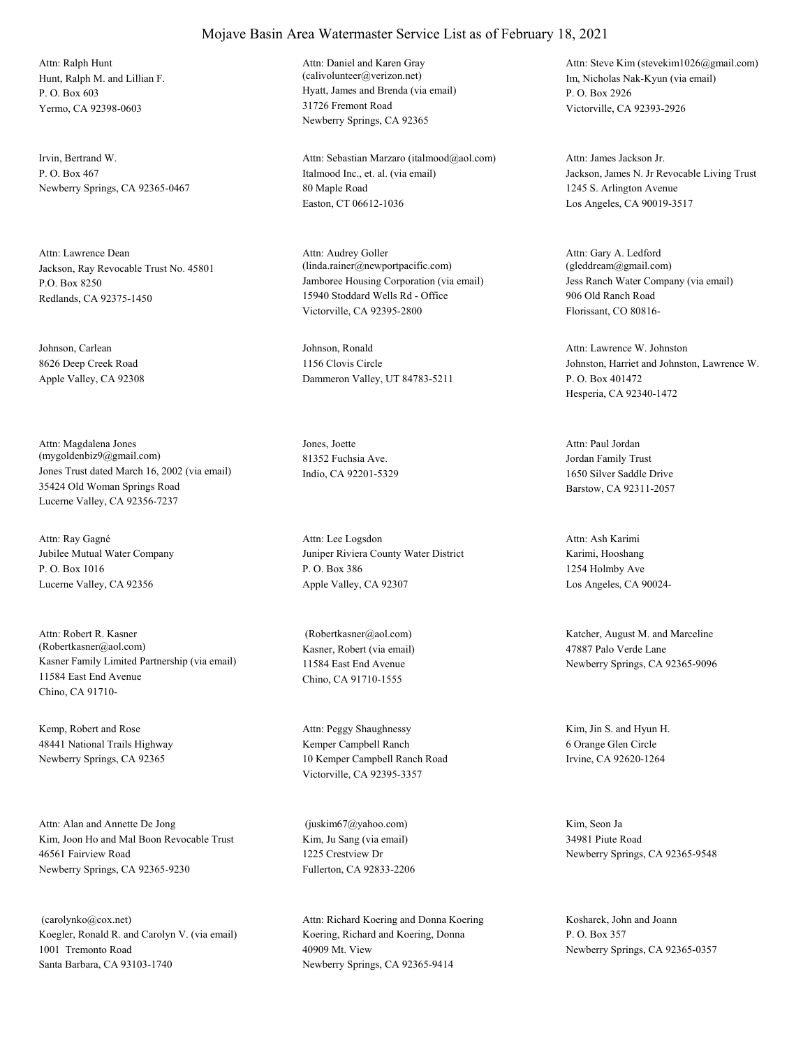# Mojave Basin Area Watermaster Service List as of February 18, 2021

Attn: Ralph Hunt
Hunt, Ralph M. and Lillian F.
P. O. Box 603
Yermo, CA 92398-0603

Attn: Daniel and Karen Gray
(calivolunteer@verizon.net)
Hyatt, James and Brenda (via email)
31726 Fremont Road
Newberry Springs, CA 92365

Attn: Steve Kim (stevekim1026@gmail.com)
Im, Nicholas Nak-Kyun (via email)
P. O. Box 2926
Victorville, CA 92393-2926

Irvin, Bertrand W.
P. O. Box 467
Newberry Springs, CA 92365-0467

Attn: Sebastian Marzaro (italmood@aol.com)
Italmood Inc., et. al. (via email)
80 Maple Road
Easton, CT 06612-1036

Attn: James Jackson Jr.
Jackson, James N. Jr Revocable Living Trust
1245 S. Arlington Avenue
Los Angeles, CA 90019-3517

Attn: Lawrence Dean
Jackson, Ray Revocable Trust No. 45801
P.O. Box 8250
Redlands, CA 92375-1450

Attn: Audrey Goller
(linda.rainer@newportpacific.com)
Jamboree Housing Corporation (via email)
15940 Stoddard Wells Rd - Office
Victorville, CA 92395-2800

Attn: Gary A. Ledford
(gleddream@gmail.com)
Jess Ranch Water Company (via email)
906 Old Ranch Road
Florissant, CO 80816-

Johnson, Carlean
8626 Deep Creek Road
Apple Valley, CA 92308

Johnson, Ronald
1156 Clovis Circle
Dammeron Valley, UT 84783-5211

Attn: Lawrence W. Johnston
Johnston, Harriet and Johnston, Lawrence W.
P. O. Box 401472
Hesperia, CA 92340-1472

Attn: Magdalena Jones
(mygoldenbiz9@gmail.com)
Jones Trust dated March 16, 2002 (via email)
35424 Old Woman Springs Road
Lucerne Valley, CA 92356-7237

Jones, Joette
81352 Fuchsia Ave.
Indio, CA 92201-5329

Attn: Paul Jordan
Jordan Family Trust
1650 Silver Saddle Drive
Barstow, CA 92311-2057

Attn: Ray Gagné
Jubilee Mutual Water Company
P. O. Box 1016
Lucerne Valley, CA 92356

Attn: Lee Logsdon
Juniper Riviera County Water District
P. O. Box 386
Apple Valley, CA 92307

Attn: Ash Karimi
Karimi, Hooshang
1254 Holmby Ave
Los Angeles, CA 90024-

Attn: Robert R. Kasner
(Robertkasner@aol.com)
Kasner Family Limited Partnership (via email)
11584 East End Avenue
Chino, CA 91710-

(Robertkasner@aol.com)
Kasner, Robert (via email)
11584 East End Avenue
Chino, CA 91710-1555

Katcher, August M. and Marceline
47887 Palo Verde Lane
Newberry Springs, CA 92365-9096

Kemp, Robert and Rose
48441 National Trails Highway
Newberry Springs, CA 92365

Attn: Peggy Shaughnessy
Kemper Campbell Ranch
10 Kemper Campbell Ranch Road
Victorville, CA 92395-3357

Kim, Jin S. and Hyun H.
6 Orange Glen Circle
Irvine, CA 92620-1264

Attn: Alan and Annette De Jong
Kim, Joon Ho and Mal Boon Revocable Trust
46561 Fairview Road
Newberry Springs, CA 92365-9230

(juskim67@yahoo.com)
Kim, Ju Sang (via email)
1225 Crestview Dr
Fullerton, CA 92833-2206

Kim, Seon Ja
34981 Piute Road
Newberry Springs, CA 92365-9548

(carolynko@cox.net)
Koegler, Ronald R. and Carolyn V. (via email)
1001 Tremonto Road
Santa Barbara, CA 93103-1740

Attn: Richard Koering and Donna Koering
Koering, Richard and Koering, Donna
40909 Mt. View
Newberry Springs, CA 92365-9414

Kosharek, John and Joann
P. O. Box 357
Newberry Springs, CA 92365-0357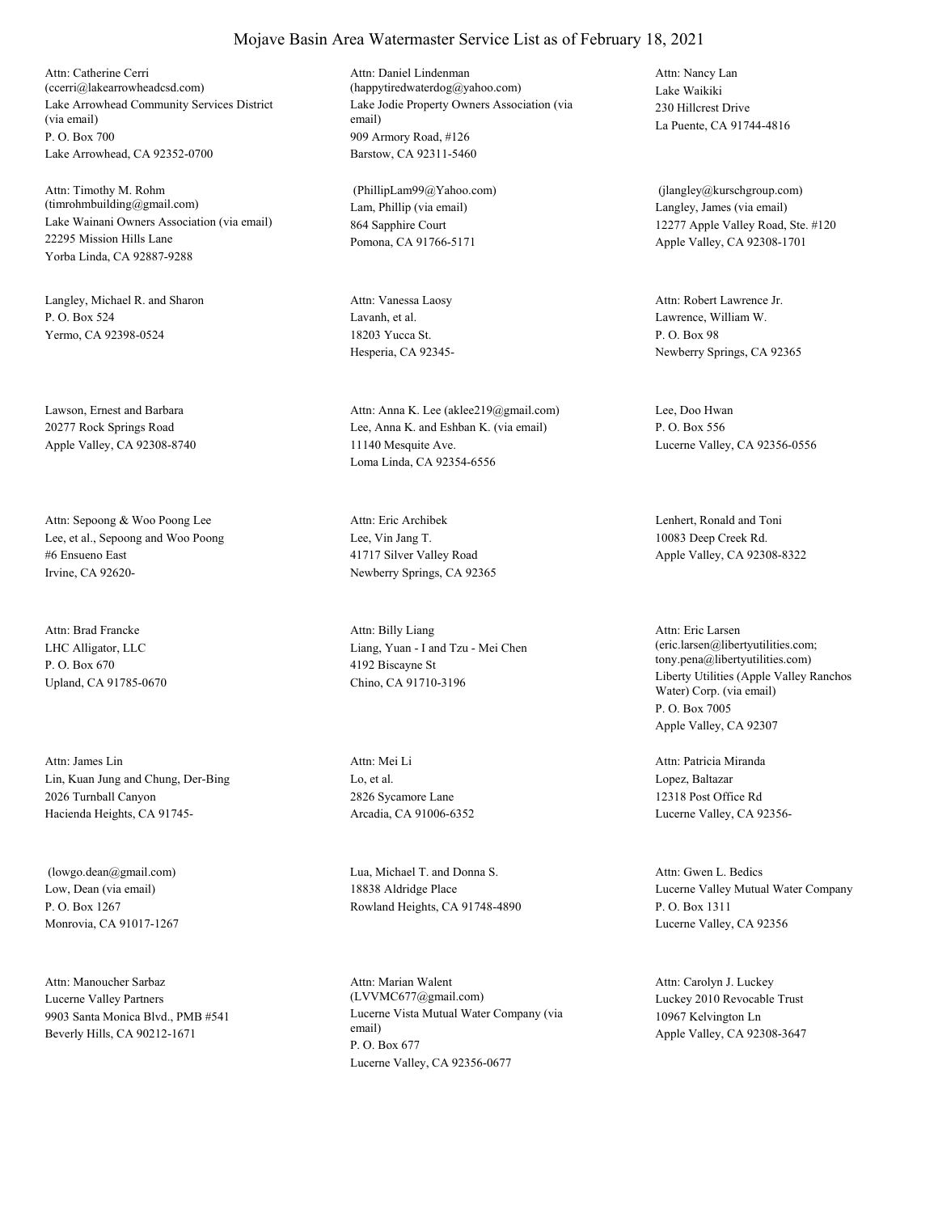# Mojave Basin Area Watermaster Service List as of February 18, 2021

Attn: Catherine Cerri
(ccerri@lakearrowheadcsd.com)
Lake Arrowhead Community Services District (via email)
P. O. Box 700
Lake Arrowhead, CA 92352-0700

Attn: Daniel Lindenman
(happytiredwaterdog@yahoo.com)
Lake Jodie Property Owners Association (via email)
909 Armory Road, #126
Barstow, CA 92311-5460

Attn: Nancy Lan
Lake Waikiki
230 Hillcrest Drive
La Puente, CA 91744-4816

Attn: Timothy M. Rohm
(timrohmbuilding@gmail.com)
Lake Wainani Owners Association (via email)
22295 Mission Hills Lane
Yorba Linda, CA 92887-9288

(PhillipLam99@Yahoo.com)
Lam, Phillip (via email)
864 Sapphire Court
Pomona, CA 91766-5171

(jlangley@kurschgroup.com)
Langley, James (via email)
12277 Apple Valley Road, Ste. #120
Apple Valley, CA 92308-1701

Langley, Michael R. and Sharon
P. O. Box 524
Yermo, CA 92398-0524

Attn: Vanessa Laosy
Lavanh, et al.
18203 Yucca St.
Hesperia, CA 92345-

Attn: Robert Lawrence Jr.
Lawrence, William W.
P. O. Box 98
Newberry Springs, CA 92365

Lawson, Ernest and Barbara
20277 Rock Springs Road
Apple Valley, CA 92308-8740

Attn: Anna K. Lee (aklee219@gmail.com)
Lee, Anna K. and Eshban K. (via email)
11140 Mesquite Ave.
Loma Linda, CA 92354-6556

Lee, Doo Hwan
P. O. Box 556
Lucerne Valley, CA 92356-0556

Attn: Sepoong & Woo Poong Lee
Lee, et al., Sepoong and Woo Poong
#6 Ensueno East
Irvine, CA 92620-

Attn: Eric Archibek
Lee, Vin Jang T.
41717 Silver Valley Road
Newberry Springs, CA 92365

Lenhert, Ronald and Toni
10083 Deep Creek Rd.
Apple Valley, CA 92308-8322

Attn: Brad Francke
LHC Alligator, LLC
P. O. Box 670
Upland, CA 91785-0670

Attn: Billy Liang
Liang, Yuan - I and Tzu - Mei Chen
4192 Biscayne St
Chino, CA 91710-3196

Attn: Eric Larsen
(eric.larsen@libertyutilities.com;
tony.pena@libertyutilities.com)
Liberty Utilities (Apple Valley Ranchos Water) Corp. (via email)
P. O. Box 7005
Apple Valley, CA 92307

Attn: James Lin
Lin, Kuan Jung and Chung, Der-Bing
2026 Turnball Canyon
Hacienda Heights, CA 91745-

Attn: Mei Li
Lo, et al.
2826 Sycamore Lane
Arcadia, CA 91006-6352

Attn: Patricia Miranda
Lopez, Baltazar
12318 Post Office Rd
Lucerne Valley, CA 92356-

(lowgo.dean@gmail.com)
Low, Dean (via email)
P. O. Box 1267
Monrovia, CA 91017-1267

Lua, Michael T. and Donna S.
18838 Aldridge Place
Rowland Heights, CA 91748-4890

Attn: Gwen L. Bedics
Lucerne Valley Mutual Water Company
P. O. Box 1311
Lucerne Valley, CA 92356

Attn: Manoucher Sarbaz
Lucerne Valley Partners
9903 Santa Monica Blvd., PMB #541
Beverly Hills, CA 90212-1671

Attn: Marian Walent
(LVVMC677@gmail.com)
Lucerne Vista Mutual Water Company (via email)
P. O. Box 677
Lucerne Valley, CA 92356-0677

Attn: Carolyn J. Luckey
Luckey 2010 Revocable Trust
10967 Kelvington Ln
Apple Valley, CA 92308-3647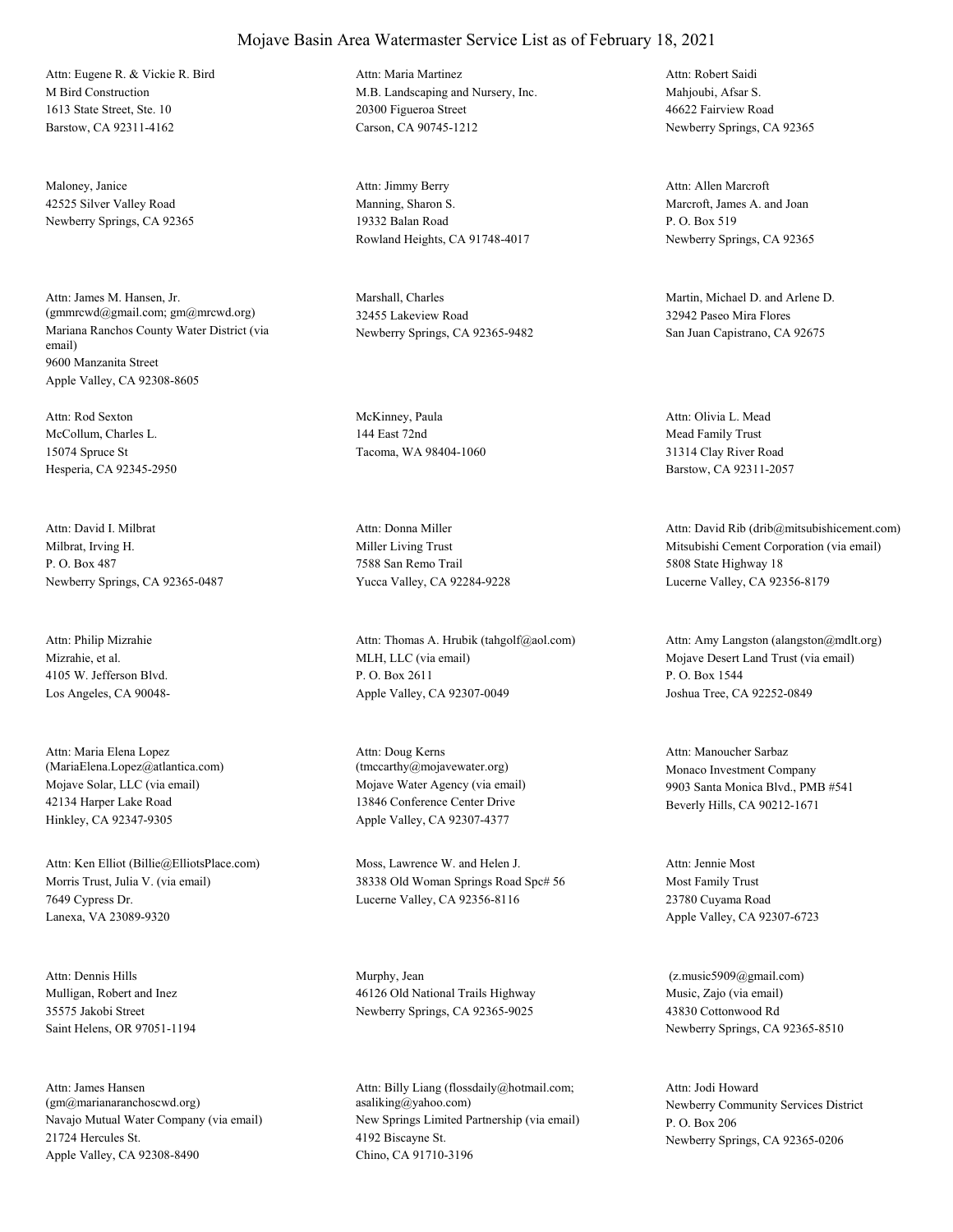# Mojave Basin Area Watermaster Service List as of February 18, 2021

Attn: Eugene R. & Vickie R. Bird
M Bird Construction
1613 State Street, Ste. 10
Barstow, CA 92311-4162

Attn: Maria Martinez
M.B. Landscaping and Nursery, Inc.
20300 Figueroa Street
Carson, CA 90745-1212

Attn: Robert Saidi
Mahjoubi, Afsar S.
46622 Fairview Road
Newberry Springs, CA 92365

Maloney, Janice
42525 Silver Valley Road
Newberry Springs, CA 92365

Attn: Jimmy Berry
Manning, Sharon S.
19332 Balan Road
Rowland Heights, CA 91748-4017

Attn: Allen Marcroft
Marcroft, James A. and Joan
P. O. Box 519
Newberry Springs, CA 92365

Attn: James M. Hansen, Jr.
(gmmrcwd@gmail.com; gm@mrcwd.org)
Mariana Ranchos County Water District (via email)
9600 Manzanita Street
Apple Valley, CA 92308-8605

Marshall, Charles
32455 Lakeview Road
Newberry Springs, CA 92365-9482

Martin, Michael D. and Arlene D.
32942 Paseo Mira Flores
San Juan Capistrano, CA 92675

Attn: Rod Sexton
McCollum, Charles L.
15074 Spruce St
Hesperia, CA 92345-2950

McKinney, Paula
144 East 72nd
Tacoma, WA 98404-1060

Attn: Olivia L. Mead
Mead Family Trust
31314 Clay River Road
Barstow, CA 92311-2057

Attn: David I. Milbrat
Milbrat, Irving H.
P. O. Box 487
Newberry Springs, CA 92365-0487

Attn: Donna Miller
Miller Living Trust
7588 San Remo Trail
Yucca Valley, CA 92284-9228

Attn: David Rib (drib@mitsubishicement.com)
Mitsubishi Cement Corporation (via email)
5808 State Highway 18
Lucerne Valley, CA 92356-8179

Attn: Philip Mizrahie
Mizrahie, et al.
4105 W. Jefferson Blvd.
Los Angeles, CA 90048-

Attn: Thomas A. Hrubik (tahgolf@aol.com)
MLH, LLC (via email)
P. O. Box 2611
Apple Valley, CA 92307-0049

Attn: Amy Langston (alangston@mdlt.org)
Mojave Desert Land Trust (via email)
P. O. Box 1544
Joshua Tree, CA 92252-0849

Attn: Maria Elena Lopez
(MariaElena.Lopez@atlantica.com)
Mojave Solar, LLC (via email)
42134 Harper Lake Road
Hinkley, CA 92347-9305

Attn: Doug Kerns
(tmccarthy@mojavewater.org)
Mojave Water Agency (via email)
13846 Conference Center Drive
Apple Valley, CA 92307-4377

Attn: Manoucher Sarbaz
Monaco Investment Company
9903 Santa Monica Blvd., PMB #541
Beverly Hills, CA 90212-1671

Attn: Ken Elliot (Billie@ElliotsPlace.com)
Morris Trust, Julia V. (via email)
7649 Cypress Dr.
Lanexa, VA 23089-9320

Moss, Lawrence W. and Helen J.
38338 Old Woman Springs Road Spc# 56
Lucerne Valley, CA 92356-8116

Attn: Jennie Most
Most Family Trust
23780 Cuyama Road
Apple Valley, CA 92307-6723

Attn: Dennis Hills
Mulligan, Robert and Inez
35575 Jakobi Street
Saint Helens, OR 97051-1194

Murphy, Jean
46126 Old National Trails Highway
Newberry Springs, CA 92365-9025

(z.music5909@gmail.com)
Music, Zajo (via email)
43830 Cottonwood Rd
Newberry Springs, CA 92365-8510

Attn: James Hansen
(gm@marianaranchoscwd.org)
Navajo Mutual Water Company (via email)
21724 Hercules St.
Apple Valley, CA 92308-8490

Attn: Billy Liang (flossdaily@hotmail.com; asaliking@yahoo.com)
New Springs Limited Partnership (via email)
4192 Biscayne St.
Chino, CA 91710-3196

Attn: Jodi Howard
Newberry Community Services District
P. O. Box 206
Newberry Springs, CA 92365-0206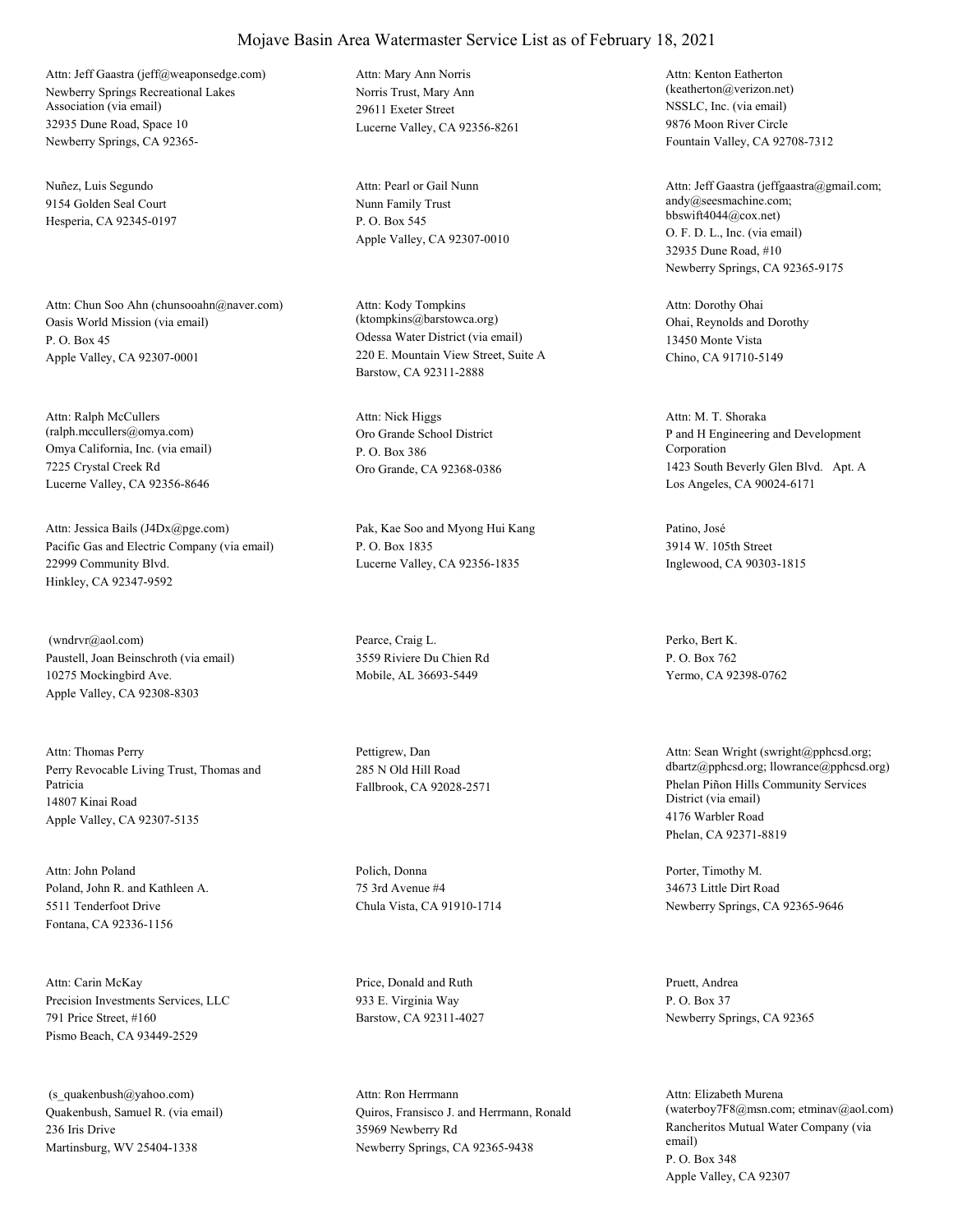# Mojave Basin Area Watermaster Service List as of February 18, 2021

Attn: Jeff Gaastra (jeff@weaponsedge.com)
Newberry Springs Recreational Lakes Association (via email)
32935 Dune Road, Space 10
Newberry Springs, CA 92365-

Attn: Mary Ann Norris
Norris Trust, Mary Ann
29611 Exeter Street
Lucerne Valley, CA 92356-8261

Attn: Kenton Eatherton (keatherton@verizon.net)
NSSLC, Inc. (via email)
9876 Moon River Circle
Fountain Valley, CA 92708-7312

Nuñez, Luis Segundo
9154 Golden Seal Court
Hesperia, CA 92345-0197

Attn: Pearl or Gail Nunn
Nunn Family Trust
P. O. Box 545
Apple Valley, CA 92307-0010

Attn: Jeff Gaastra (jeffgaastra@gmail.com; andy@seesmachine.com; bbswift4044@cox.net)
O. F. D. L., Inc. (via email)
32935 Dune Road, #10
Newberry Springs, CA 92365-9175

Attn: Chun Soo Ahn (chunsooahn@naver.com)
Oasis World Mission (via email)
P. O. Box 45
Apple Valley, CA 92307-0001

Attn: Kody Tompkins (ktompkins@barstowca.org)
Odessa Water District (via email)
220 E. Mountain View Street, Suite A
Barstow, CA 92311-2888

Attn: Dorothy Ohai
Ohai, Reynolds and Dorothy
13450 Monte Vista
Chino, CA 91710-5149

Attn: Ralph McCullers (ralph.mccullers@omya.com)
Omya California, Inc. (via email)
7225 Crystal Creek Rd
Lucerne Valley, CA 92356-8646

Attn: Nick Higgs
Oro Grande School District
P. O. Box 386
Oro Grande, CA 92368-0386

Attn: M. T. Shoraka
P and H Engineering and Development Corporation
1423 South Beverly Glen Blvd. Apt. A
Los Angeles, CA 90024-6171

Attn: Jessica Bails (J4Dx@pge.com)
Pacific Gas and Electric Company (via email)
22999 Community Blvd.
Hinkley, CA 92347-9592

Pak, Kae Soo and Myong Hui Kang
P. O. Box 1835
Lucerne Valley, CA 92356-1835

Patino, José
3914 W. 105th Street
Inglewood, CA 90303-1815

(wndrvr@aol.com)
Paustell, Joan Beinschroth (via email)
10275 Mockingbird Ave.
Apple Valley, CA 92308-8303

Pearce, Craig L.
3559 Riviere Du Chien Rd
Mobile, AL 36693-5449

Perko, Bert K.
P. O. Box 762
Yermo, CA 92398-0762

Attn: Thomas Perry
Perry Revocable Living Trust, Thomas and Patricia
14807 Kinai Road
Apple Valley, CA 92307-5135

Pettigrew, Dan
285 N Old Hill Road
Fallbrook, CA 92028-2571

Attn: Sean Wright (swright@pphcsd.org; dbartz@pphcsd.org; llowrance@pphcsd.org)
Phelan Piñon Hills Community Services District (via email)
4176 Warbler Road
Phelan, CA 92371-8819

Attn: John Poland
Poland, John R. and Kathleen A.
5511 Tenderfoot Drive
Fontana, CA 92336-1156

Polich, Donna
75 3rd Avenue #4
Chula Vista, CA 91910-1714

Porter, Timothy M.
34673 Little Dirt Road
Newberry Springs, CA 92365-9646

Attn: Carin McKay
Precision Investments Services, LLC
791 Price Street, #160
Pismo Beach, CA 93449-2529

Price, Donald and Ruth
933 E. Virginia Way
Barstow, CA 92311-4027

Pruett, Andrea
P. O. Box 37
Newberry Springs, CA 92365

(s_quakenbush@yahoo.com)
Quakenbush, Samuel R. (via email)
236 Iris Drive
Martinsburg, WV 25404-1338

Attn: Ron Herrmann
Quiros, Fransisco J. and Herrmann, Ronald
35969 Newberry Rd
Newberry Springs, CA 92365-9438

Attn: Elizabeth Murena (waterboy7F8@msn.com; etminav@aol.com)
Rancheritos Mutual Water Company (via email)
P. O. Box 348
Apple Valley, CA 92307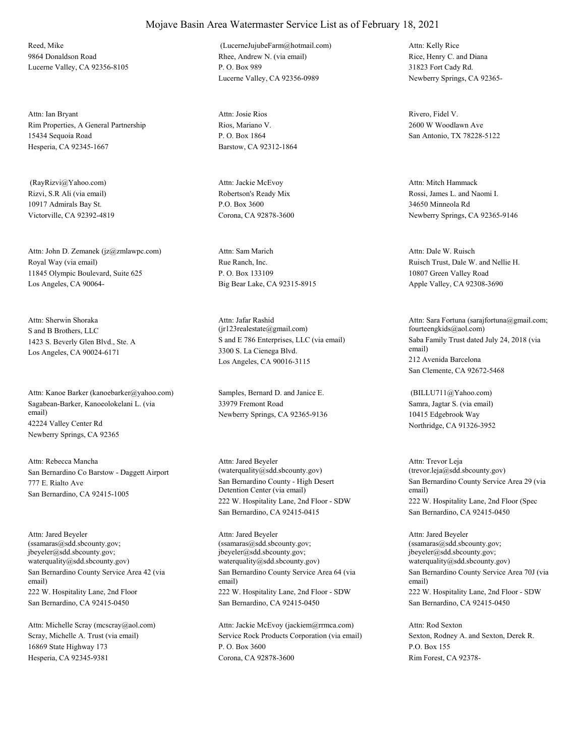# Mojave Basin Area Watermaster Service List as of February 18, 2021

Reed, Mike
9864 Donaldson Road
Lucerne Valley, CA 92356-8105

(LucerneJujubeFarm@hotmail.com)
Rhee, Andrew N. (via email)
P. O. Box 989
Lucerne Valley, CA 92356-0989

Attn: Kelly Rice
Rice, Henry C. and Diana
31823 Fort Cady Rd.
Newberry Springs, CA 92365-

Attn: Ian Bryant
Rim Properties, A General Partnership
15434 Sequoia Road
Hesperia, CA 92345-1667

Attn: Josie Rios
Rios, Mariano V.
P. O. Box 1864
Barstow, CA 92312-1864

Rivero, Fidel V.
2600 W Woodlawn Ave
San Antonio, TX 78228-5122

(RayRizvi@Yahoo.com)
Rizvi, S.R Ali (via email)
10917 Admirals Bay St.
Victorville, CA 92392-4819

Attn: Jackie McEvoy
Robertson's Ready Mix
P.O. Box 3600
Corona, CA 92878-3600

Attn: Mitch Hammack
Rossi, James L. and Naomi I.
34650 Minneola Rd
Newberry Springs, CA 92365-9146

Attn: John D. Zemanek (jz@zmlawpc.com)
Royal Way (via email)
11845 Olympic Boulevard, Suite 625
Los Angeles, CA 90064-

Attn: Sam Marich
Rue Ranch, Inc.
P. O. Box 133109
Big Bear Lake, CA 92315-8915

Attn: Dale W. Ruisch
Ruisch Trust, Dale W. and Nellie H.
10807 Green Valley Road
Apple Valley, CA 92308-3690

Attn: Sherwin Shoraka
S and B Brothers, LLC
1423 S. Beverly Glen Blvd., Ste. A
Los Angeles, CA 90024-6171

Attn: Jafar Rashid
(jr123realestate@gmail.com)
S and E 786 Enterprises, LLC (via email)
3300 S. La Cienega Blvd.
Los Angeles, CA 90016-3115

Attn: Sara Fortuna (sarajfortuna@gmail.com; fourteengkids@aol.com)
Saba Family Trust dated July 24, 2018 (via email)
212 Avenida Barcelona
San Clemente, CA 92672-5468

Attn: Kanoe Barker (kanoebarker@yahoo.com)
Sagabean-Barker, Kanoeolokelani L. (via email)
42224 Valley Center Rd
Newberry Springs, CA 92365

Samples, Bernard D. and Janice E.
33979 Fremont Road
Newberry Springs, CA 92365-9136

(BILLU711@Yahoo.com)
Samra, Jagtar S. (via email)
10415 Edgebrook Way
Northridge, CA 91326-3952

Attn: Rebecca Mancha
San Bernardino Co Barstow - Daggett Airport
777 E. Rialto Ave
San Bernardino, CA 92415-1005

Attn: Jared Beyeler
(waterquality@sdd.sbcounty.gov)
San Bernardino County - High Desert Detention Center (via email)
222 W. Hospitality Lane, 2nd Floor - SDW
San Bernardino, CA 92415-0415

Attn: Trevor Leja
(trevor.leja@sdd.sbcounty.gov)
San Bernardino County Service Area 29 (via email)
222 W. Hospitality Lane, 2nd Floor (Spec
San Bernardino, CA 92415-0450

Attn: Jared Beyeler
(ssamaras@sdd.sbcounty.gov; jbeyeler@sdd.sbcounty.gov; waterquality@sdd.sbcounty.gov)
San Bernardino County Service Area 42 (via email)
222 W. Hospitality Lane, 2nd Floor
San Bernardino, CA 92415-0450

Attn: Jared Beyeler
(ssamaras@sdd.sbcounty.gov; jbeyeler@sdd.sbcounty.gov; waterquality@sdd.sbcounty.gov)
San Bernardino County Service Area 64 (via email)
222 W. Hospitality Lane, 2nd Floor - SDW
San Bernardino, CA 92415-0450

Attn: Jared Beyeler
(ssamaras@sdd.sbcounty.gov; jbeyeler@sdd.sbcounty.gov; waterquality@sdd.sbcounty.gov)
San Bernardino County Service Area 70J (via email)
222 W. Hospitality Lane, 2nd Floor - SDW
San Bernardino, CA 92415-0450

Attn: Michelle Scray (mcscray@aol.com)
Scray, Michelle A. Trust (via email)
16869 State Highway 173
Hesperia, CA 92345-9381

Attn: Jackie McEvoy (jackiem@rrmca.com)
Service Rock Products Corporation (via email)
P. O. Box 3600
Corona, CA 92878-3600

Attn: Rod Sexton
Sexton, Rodney A. and Sexton, Derek R.
P.O. Box 155
Rim Forest, CA 92378-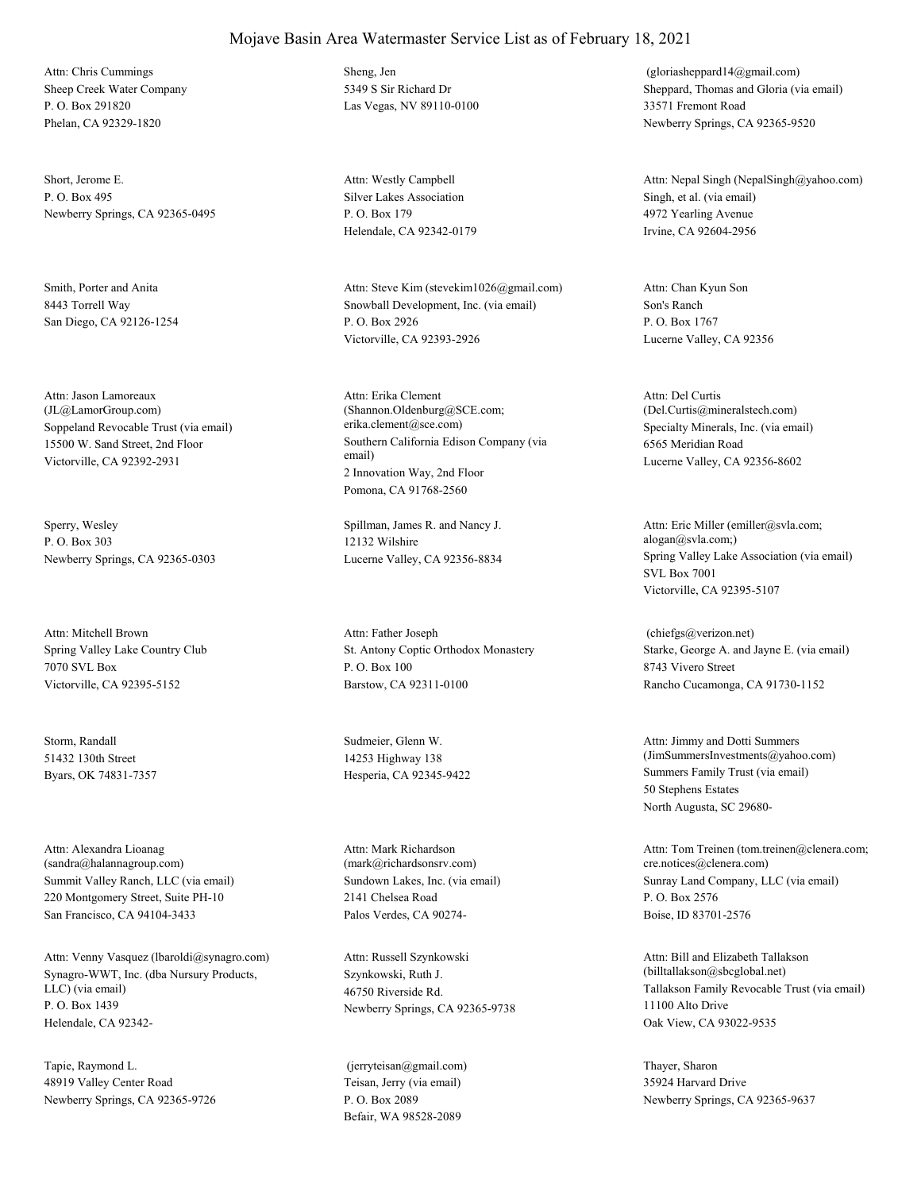# Mojave Basin Area Watermaster Service List as of February 18, 2021

Attn: Chris Cummings
Sheep Creek Water Company
P. O. Box 291820
Phelan, CA 92329-1820

Sheng, Jen
5349 S Sir Richard Dr
Las Vegas, NV 89110-0100

(gloriasheppard14@gmail.com)
Sheppard, Thomas and Gloria (via email)
33571 Fremont Road
Newberry Springs, CA 92365-9520

Short, Jerome E.
P. O. Box 495
Newberry Springs, CA 92365-0495

Attn: Westly Campbell
Silver Lakes Association
P. O. Box 179
Helendale, CA 92342-0179

Attn: Nepal Singh (NepalSingh@yahoo.com)
Singh, et al. (via email)
4972 Yearling Avenue
Irvine, CA 92604-2956

Smith, Porter and Anita
8443 Torrell Way
San Diego, CA 92126-1254

Attn: Steve Kim (stevekim1026@gmail.com)
Snowball Development, Inc. (via email)
P. O. Box 2926
Victorville, CA 92393-2926

Attn: Chan Kyun Son
Son's Ranch
P. O. Box 1767
Lucerne Valley, CA 92356

Attn: Jason Lamoreaux
(JL@LamorGroup.com)
Soppeland Revocable Trust (via email)
15500 W. Sand Street, 2nd Floor
Victorville, CA 92392-2931

Attn: Erika Clement
(Shannon.Oldenburg@SCE.com; erika.clement@sce.com)
Southern California Edison Company (via email)
2 Innovation Way, 2nd Floor
Pomona, CA 91768-2560

Attn: Del Curtis
(Del.Curtis@mineralstech.com)
Specialty Minerals, Inc. (via email)
6565 Meridian Road
Lucerne Valley, CA 92356-8602

Sperry, Wesley
P. O. Box 303
Newberry Springs, CA 92365-0303

Spillman, James R. and Nancy J.
12132 Wilshire
Lucerne Valley, CA 92356-8834

Attn: Eric Miller (emiller@svla.com; alogan@svla.com;)
Spring Valley Lake Association (via email)
SVL Box 7001
Victorville, CA 92395-5107

Attn: Mitchell Brown
Spring Valley Lake Country Club
7070 SVL Box
Victorville, CA 92395-5152

Attn: Father Joseph
St. Antony Coptic Orthodox Monastery
P. O. Box 100
Barstow, CA 92311-0100

(chiefgs@verizon.net)
Starke, George A. and Jayne E. (via email)
8743 Vivero Street
Rancho Cucamonga, CA 91730-1152

Storm, Randall
51432 130th Street
Byars, OK 74831-7357

Sudmeier, Glenn W.
14253 Highway 138
Hesperia, CA 92345-9422

Attn: Jimmy and Dotti Summers
(JimSummersInvestments@yahoo.com)
Summers Family Trust (via email)
50 Stephens Estates
North Augusta, SC 29680-

Attn: Alexandra Lioanag
(sandra@halannagroup.com)
Summit Valley Ranch, LLC (via email)
220 Montgomery Street, Suite PH-10
San Francisco, CA 94104-3433

Attn: Mark Richardson
(mark@richardsonsrv.com)
Sundown Lakes, Inc. (via email)
2141 Chelsea Road
Palos Verdes, CA 90274-

Attn: Tom Treinen (tom.treinen@clenera.com; cre.notices@clenera.com)
Sunray Land Company, LLC (via email)
P. O. Box 2576
Boise, ID 83701-2576

Attn: Venny Vasquez (lbaroldi@synagro.com)
Synagro-WWT, Inc. (dba Nursury Products, LLC) (via email)
P. O. Box 1439
Helendale, CA 92342-

Attn: Russell Szynkowski
Szynkowski, Ruth J.
46750 Riverside Rd.
Newberry Springs, CA 92365-9738

Attn: Bill and Elizabeth Tallakson
(billtallakson@sbcglobal.net)
Tallakson Family Revocable Trust (via email)
11100 Alto Drive
Oak View, CA 93022-9535

Tapie, Raymond L.
48919 Valley Center Road
Newberry Springs, CA 92365-9726

(jerryteisan@gmail.com)
Teisan, Jerry (via email)
P. O. Box 2089
Befair, WA 98528-2089

Thayer, Sharon
35924 Harvard Drive
Newberry Springs, CA 92365-9637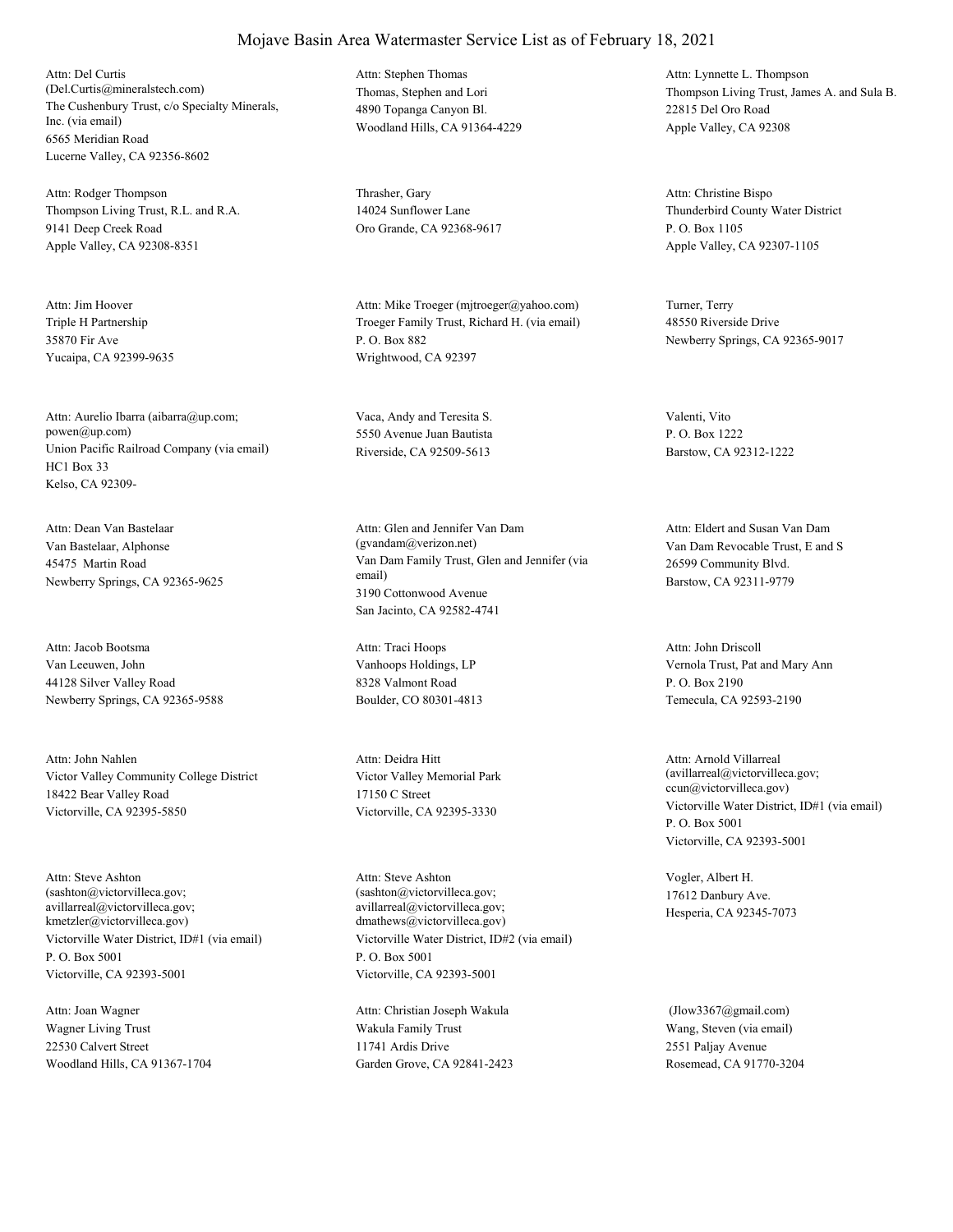# Mojave Basin Area Watermaster Service List as of February 18, 2021

Attn: Del Curtis
(Del.Curtis@mineralstech.com)
The Cushenbury Trust, c/o Specialty Minerals, Inc. (via email)
6565 Meridian Road
Lucerne Valley, CA 92356-8602

Attn: Stephen Thomas
Thomas, Stephen and Lori
4890 Topanga Canyon Bl.
Woodland Hills, CA 91364-4229

Attn: Lynnette L. Thompson
Thompson Living Trust, James A. and Sula B.
22815 Del Oro Road
Apple Valley, CA 92308

Attn: Rodger Thompson
Thompson Living Trust, R.L. and R.A.
9141 Deep Creek Road
Apple Valley, CA 92308-8351

Thrasher, Gary
14024 Sunflower Lane
Oro Grande, CA 92368-9617

Attn: Christine Bispo
Thunderbird County Water District
P. O. Box 1105
Apple Valley, CA 92307-1105

Attn: Jim Hoover
Triple H Partnership
35870 Fir Ave
Yucaipa, CA 92399-9635

Attn: Mike Troeger (mjtroeger@yahoo.com)
Troeger Family Trust, Richard H. (via email)
P. O. Box 882
Wrightwood, CA 92397

Turner, Terry
48550 Riverside Drive
Newberry Springs, CA 92365-9017

Attn: Aurelio Ibarra (aibarra@up.com; powen@up.com)
Union Pacific Railroad Company (via email)
HC1 Box 33
Kelso, CA 92309-

Vaca, Andy and Teresita S.
5550 Avenue Juan Bautista
Riverside, CA 92509-5613

Valenti, Vito
P. O. Box 1222
Barstow, CA 92312-1222

Attn: Dean Van Bastelaar
Van Bastelaar, Alphonse
45475 Martin Road
Newberry Springs, CA 92365-9625

Attn: Glen and Jennifer Van Dam
(gvandam@verizon.net)
Van Dam Family Trust, Glen and Jennifer (via email)
3190 Cottonwood Avenue
San Jacinto, CA 92582-4741

Attn: Eldert and Susan Van Dam
Van Dam Revocable Trust, E and S
26599 Community Blvd.
Barstow, CA 92311-9779

Attn: Jacob Bootsma
Van Leeuwen, John
44128 Silver Valley Road
Newberry Springs, CA 92365-9588

Attn: Traci Hoops
Vanhoops Holdings, LP
8328 Valmont Road
Boulder, CO 80301-4813

Attn: John Driscoll
Vernola Trust, Pat and Mary Ann
P. O. Box 2190
Temecula, CA 92593-2190

Attn: John Nahlen
Victor Valley Community College District
18422 Bear Valley Road
Victorville, CA 92395-5850

Attn: Deidra Hitt
Victor Valley Memorial Park
17150 C Street
Victorville, CA 92395-3330

Attn: Arnold Villarreal
(avillarreal@victorvilleca.gov; ccun@victorvilleca.gov)
Victorville Water District, ID#1 (via email)
P. O. Box 5001
Victorville, CA 92393-5001

Attn: Steve Ashton
(sashton@victorvilleca.gov; avillarreal@victorvilleca.gov; kmetzler@victorvilleca.gov)
Victorville Water District, ID#1 (via email)
P. O. Box 5001
Victorville, CA 92393-5001

Attn: Steve Ashton
(sashton@victorvilleca.gov; avillarreal@victorvilleca.gov; dmathews@victorvilleca.gov)
Victorville Water District, ID#2 (via email)
P. O. Box 5001
Victorville, CA 92393-5001

Vogler, Albert H.
17612 Danbury Ave.
Hesperia, CA 92345-7073

Attn: Joan Wagner
Wagner Living Trust
22530 Calvert Street
Woodland Hills, CA 91367-1704

Attn: Christian Joseph Wakula
Wakula Family Trust
11741 Ardis Drive
Garden Grove, CA 92841-2423

(Jlow3367@gmail.com)
Wang, Steven (via email)
2551 Paljay Avenue
Rosemead, CA 91770-3204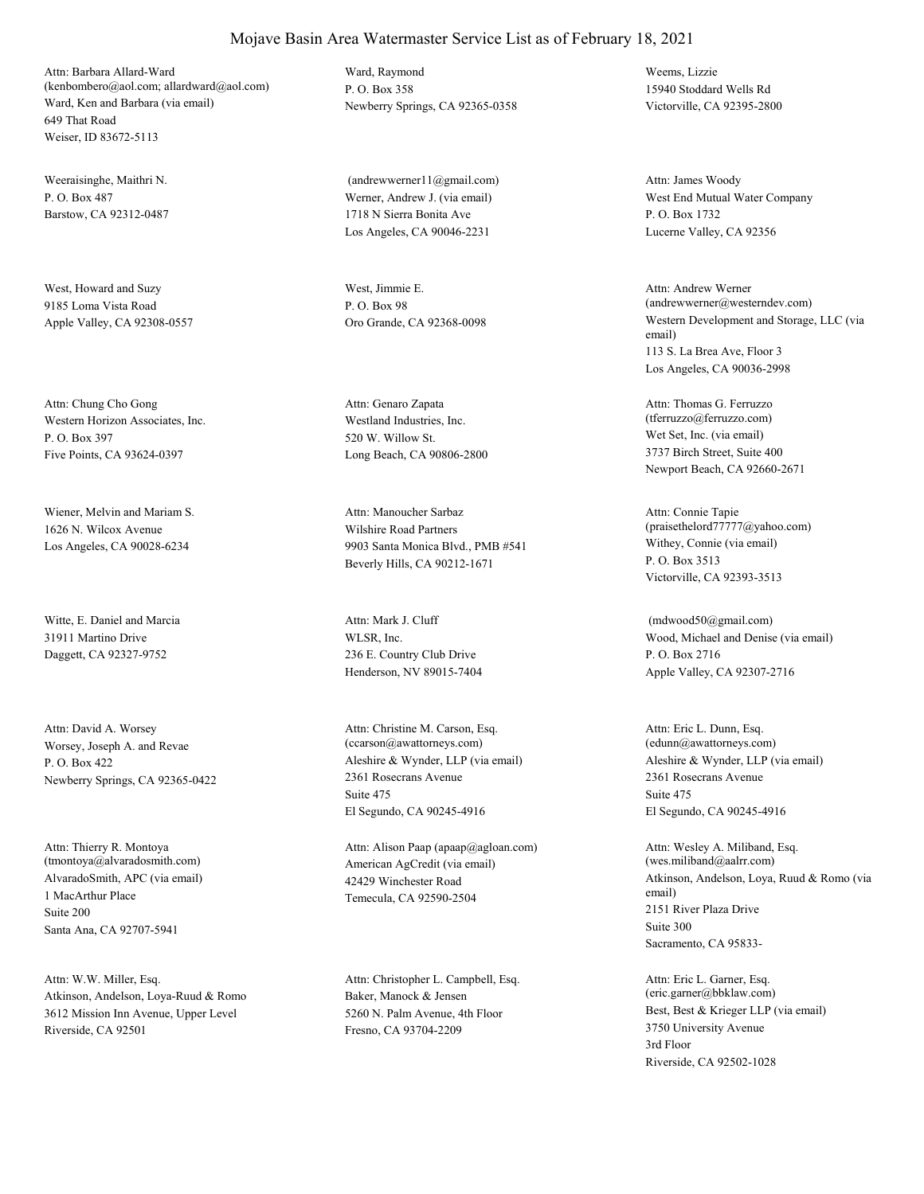# Mojave Basin Area Watermaster Service List as of February 18, 2021

Attn: Barbara Allard-Ward
(kenbombero@aol.com; allardward@aol.com)
Ward, Ken and Barbara (via email)
649 That Road
Weiser, ID 83672-5113

Ward, Raymond
P. O. Box 358
Newberry Springs, CA 92365-0358

Weems, Lizzie
15940 Stoddard Wells Rd
Victorville, CA 92395-2800

Weeraisinghe, Maithri N.
P. O. Box 487
Barstow, CA 92312-0487

(andrewwerner11@gmail.com)
Werner, Andrew J. (via email)
1718 N Sierra Bonita Ave
Los Angeles, CA 90046-2231

Attn: James Woody
West End Mutual Water Company
P. O. Box 1732
Lucerne Valley, CA 92356

West, Howard and Suzy
9185 Loma Vista Road
Apple Valley, CA 92308-0557

West, Jimmie E.
P. O. Box 98
Oro Grande, CA 92368-0098

Attn: Andrew Werner
(andrewwerner@westerndev.com)
Western Development and Storage, LLC (via email)
113 S. La Brea Ave, Floor 3
Los Angeles, CA 90036-2998

Attn: Chung Cho Gong
Western Horizon Associates, Inc.
P. O. Box 397
Five Points, CA 93624-0397

Attn: Genaro Zapata
Westland Industries, Inc.
520 W. Willow St.
Long Beach, CA 90806-2800

Attn: Thomas G. Ferruzzo
(tferruzzo@ferruzzo.com)
Wet Set, Inc. (via email)
3737 Birch Street, Suite 400
Newport Beach, CA 92660-2671

Wiener, Melvin and Mariam S.
1626 N. Wilcox Avenue
Los Angeles, CA 90028-6234

Attn: Manoucher Sarbaz
Wilshire Road Partners
9903 Santa Monica Blvd., PMB #541
Beverly Hills, CA 90212-1671

Attn: Connie Tapie
(praisethelord77777@yahoo.com)
Withey, Connie (via email)
P. O. Box 3513
Victorville, CA 92393-3513

Witte, E. Daniel and Marcia
31911 Martino Drive
Daggett, CA 92327-9752

Attn: Mark J. Cluff
WLSR, Inc.
236 E. Country Club Drive
Henderson, NV 89015-7404

(mdwood50@gmail.com)
Wood, Michael and Denise (via email)
P. O. Box 2716
Apple Valley, CA 92307-2716

Attn: David A. Worsey
Worsey, Joseph A. and Revae
P. O. Box 422
Newberry Springs, CA 92365-0422

Attn: Christine M. Carson, Esq.
(ccarson@awattorneys.com)
Aleshire & Wynder, LLP (via email)
2361 Rosecrans Avenue
Suite 475
El Segundo, CA 90245-4916

Attn: Eric L. Dunn, Esq.
(edunn@awattorneys.com)
Aleshire & Wynder, LLP (via email)
2361 Rosecrans Avenue
Suite 475
El Segundo, CA 90245-4916

Attn: Thierry R. Montoya
(tmontoya@alvaradosmith.com)
AlvaradoSmith, APC (via email)
1 MacArthur Place
Suite 200
Santa Ana, CA 92707-5941

Attn: Alison Paap (apaap@agloan.com)
American AgCredit (via email)
42429 Winchester Road
Temecula, CA 92590-2504

Attn: Wesley A. Miliband, Esq.
(wes.miliband@aalrr.com)
Atkinson, Andelson, Loya, Ruud & Romo (via email)
2151 River Plaza Drive
Suite 300
Sacramento, CA 95833-

Attn: W.W. Miller, Esq.
Atkinson, Andelson, Loya-Ruud & Romo
3612 Mission Inn Avenue, Upper Level
Riverside, CA 92501

Attn: Christopher L. Campbell, Esq.
Baker, Manock & Jensen
5260 N. Palm Avenue, 4th Floor
Fresno, CA 93704-2209

Attn: Eric L. Garner, Esq.
(eric.garner@bbklaw.com)
Best, Best & Krieger LLP (via email)
3750 University Avenue
3rd Floor
Riverside, CA 92502-1028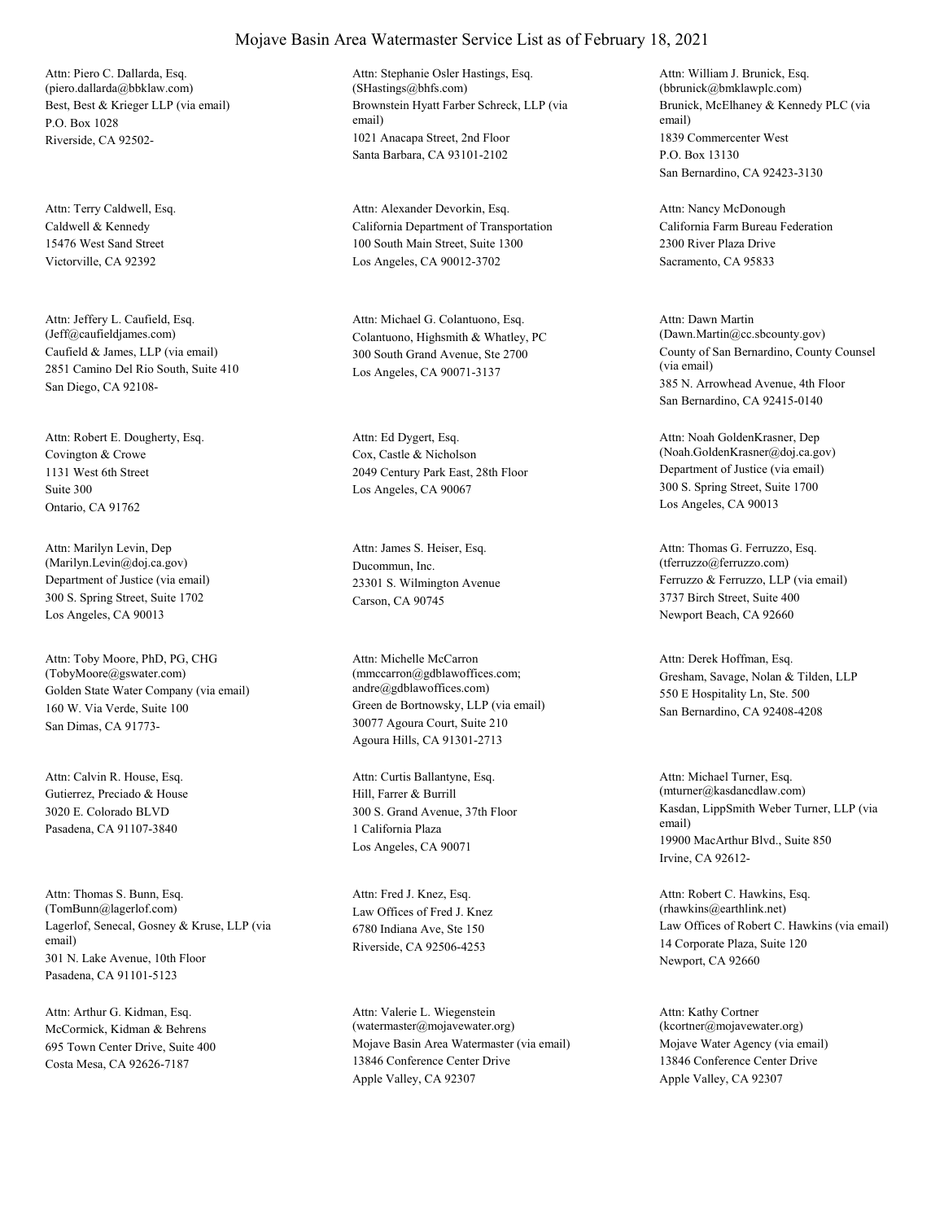# Mojave Basin Area Watermaster Service List as of February 18, 2021

Attn: Piero C. Dallarda, Esq.
(piero.dallarda@bbklaw.com)
Best, Best & Krieger LLP (via email)
P.O. Box 1028
Riverside, CA 92502-

Attn: Stephanie Osler Hastings, Esq.
(SHastings@bhfs.com)
Brownstein Hyatt Farber Schreck, LLP (via email)
1021 Anacapa Street, 2nd Floor
Santa Barbara, CA 93101-2102

Attn: William J. Brunick, Esq.
(bbrunick@bmklawplc.com)
Brunick, McElhaney & Kennedy PLC (via email)
1839 Commercenter West
P.O. Box 13130
San Bernardino, CA 92423-3130

Attn: Terry Caldwell, Esq.
Caldwell & Kennedy
15476 West Sand Street
Victorville, CA 92392

Attn: Alexander Devorkin, Esq.
California Department of Transportation
100 South Main Street, Suite 1300
Los Angeles, CA 90012-3702

Attn: Nancy McDonough
California Farm Bureau Federation
2300 River Plaza Drive
Sacramento, CA 95833

Attn: Jeffery L. Caufield, Esq.
(Jeff@caufieldjames.com)
Caufield & James, LLP (via email)
2851 Camino Del Rio South, Suite 410
San Diego, CA 92108-

Attn: Michael G. Colantuono, Esq.
Colantuono, Highsmith & Whatley, PC
300 South Grand Avenue, Ste 2700
Los Angeles, CA 90071-3137

Attn: Dawn Martin
(Dawn.Martin@cc.sbcounty.gov)
County of San Bernardino, County Counsel (via email)
385 N. Arrowhead Avenue, 4th Floor
San Bernardino, CA 92415-0140

Attn: Robert E. Dougherty, Esq.
Covington & Crowe
1131 West 6th Street
Suite 300
Ontario, CA 91762

Attn: Ed Dygert, Esq.
Cox, Castle & Nicholson
2049 Century Park East, 28th Floor
Los Angeles, CA 90067

Attn: Noah GoldenKrasner, Dep
(Noah.GoldenKrasner@doj.ca.gov)
Department of Justice (via email)
300 S. Spring Street, Suite 1700
Los Angeles, CA 90013

Attn: Marilyn Levin, Dep
(Marilyn.Levin@doj.ca.gov)
Department of Justice (via email)
300 S. Spring Street, Suite 1702
Los Angeles, CA 90013

Attn: James S. Heiser, Esq.
Ducommun, Inc.
23301 S. Wilmington Avenue
Carson, CA 90745

Attn: Thomas G. Ferruzzo, Esq.
(tferruzzo@ferruzzo.com)
Ferruzzo & Ferruzzo, LLP (via email)
3737 Birch Street, Suite 400
Newport Beach, CA 92660

Attn: Toby Moore, PhD, PG, CHG
(TobyMoore@gswater.com)
Golden State Water Company (via email)
160 W. Via Verde, Suite 100
San Dimas, CA 91773-

Attn: Michelle McCarron
(mmccarron@gdblawoffices.com; andre@gdblawoffices.com)
Green de Bortnowsky, LLP (via email)
30077 Agoura Court, Suite 210
Agoura Hills, CA 91301-2713

Attn: Derek Hoffman, Esq.
Gresham, Savage, Nolan & Tilden, LLP
550 E Hospitality Ln, Ste. 500
San Bernardino, CA 92408-4208

Attn: Calvin R. House, Esq.
Gutierrez, Preciado & House
3020 E. Colorado BLVD
Pasadena, CA 91107-3840

Attn: Curtis Ballantyne, Esq.
Hill, Farrer & Burrill
300 S. Grand Avenue, 37th Floor
1 California Plaza
Los Angeles, CA 90071

Attn: Michael Turner, Esq.
(mturner@kasdancdlaw.com)
Kasdan, LippSmith Weber Turner, LLP (via email)
19900 MacArthur Blvd., Suite 850
Irvine, CA 92612-

Attn: Thomas S. Bunn, Esq.
(TomBunn@lagerlof.com)
Lagerlof, Senecal, Gosney & Kruse, LLP (via email)
301 N. Lake Avenue, 10th Floor
Pasadena, CA 91101-5123

Attn: Fred J. Knez, Esq.
Law Offices of Fred J. Knez
6780 Indiana Ave, Ste 150
Riverside, CA 92506-4253

Attn: Robert C. Hawkins, Esq.
(rhawkins@earthlink.net)
Law Offices of Robert C. Hawkins (via email)
14 Corporate Plaza, Suite 120
Newport, CA 92660

Attn: Arthur G. Kidman, Esq.
McCormick, Kidman & Behrens
695 Town Center Drive, Suite 400
Costa Mesa, CA 92626-7187

Attn: Valerie L. Wiegenstein
(watermaster@mojavewater.org)
Mojave Basin Area Watermaster (via email)
13846 Conference Center Drive
Apple Valley, CA 92307

Attn: Kathy Cortner
(kcortner@mojavewater.org)
Mojave Water Agency (via email)
13846 Conference Center Drive
Apple Valley, CA 92307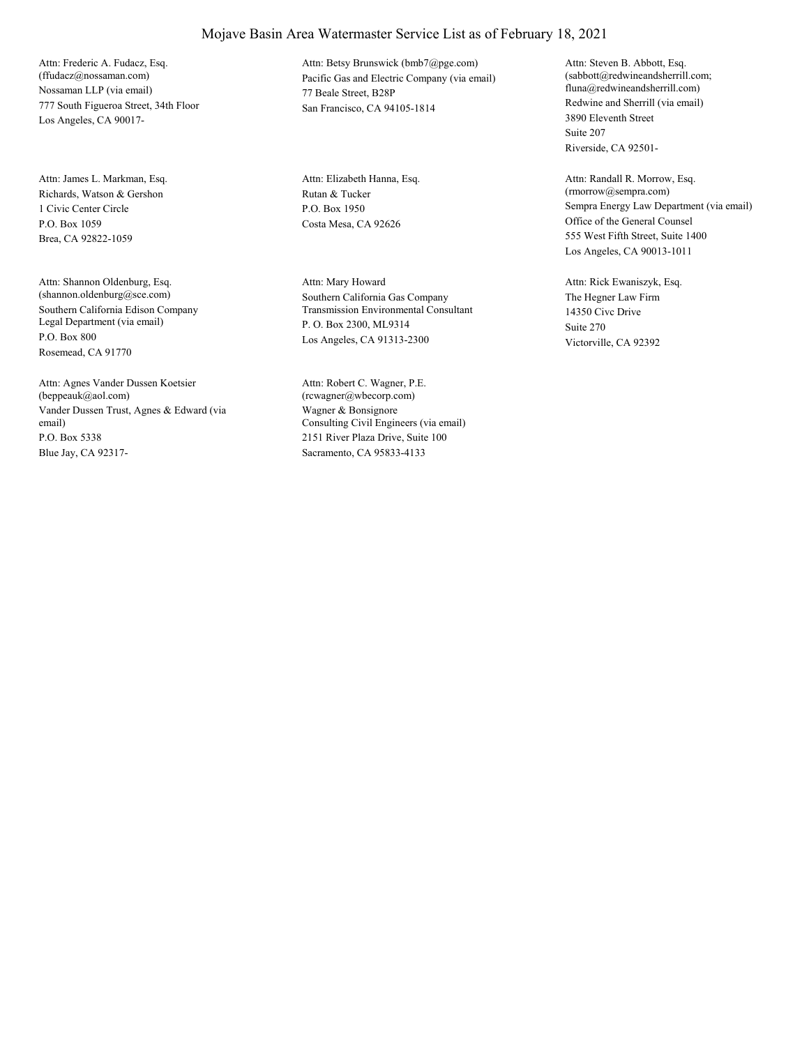# Mojave Basin Area Watermaster Service List as of February 18, 2021

Attn: Frederic A. Fudacz, Esq.
(ffudacz@nossaman.com)
Nossaman LLP (via email)
777 South Figueroa Street, 34th Floor
Los Angeles, CA 90017-

Attn: Betsy Brunswick (bmb7@pge.com)
Pacific Gas and Electric Company (via email)
77 Beale Street, B28P
San Francisco, CA 94105-1814

Attn: Steven B. Abbott, Esq.
(sabbott@redwineandsherrill.com;
fluna@redwineandsherrill.com)
Redwine and Sherrill (via email)
3890 Eleventh Street
Suite 207
Riverside, CA 92501-

Attn: James L. Markman, Esq.
Richards, Watson & Gershon
1 Civic Center Circle
P.O. Box 1059
Brea, CA 92822-1059

Attn: Elizabeth Hanna, Esq.
Rutan & Tucker
P.O. Box 1950
Costa Mesa, CA 92626

Attn: Randall R. Morrow, Esq.
(rmorrow@sempra.com)
Sempra Energy Law Department (via email)
Office of the General Counsel
555 West Fifth Street, Suite 1400
Los Angeles, CA 90013-1011

Attn: Shannon Oldenburg, Esq.
(shannon.oldenburg@sce.com)
Southern California Edison Company
Legal Department (via email)
P.O. Box 800
Rosemead, CA 91770

Attn: Mary Howard
Southern California Gas Company
Transmission Environmental Consultant
P. O. Box 2300, ML9314
Los Angeles, CA 91313-2300

Attn: Rick Ewaniszyk, Esq.
The Hegner Law Firm
14350 Civc Drive
Suite 270
Victorville, CA 92392

Attn: Agnes Vander Dussen Koetsier
(beppeauk@aol.com)
Vander Dussen Trust, Agnes & Edward (via email)
P.O. Box 5338
Blue Jay, CA 92317-

Attn: Robert C. Wagner, P.E.
(rcwagner@wbecorp.com)
Wagner & Bonsignore
Consulting Civil Engineers (via email)
2151 River Plaza Drive, Suite 100
Sacramento, CA 95833-4133